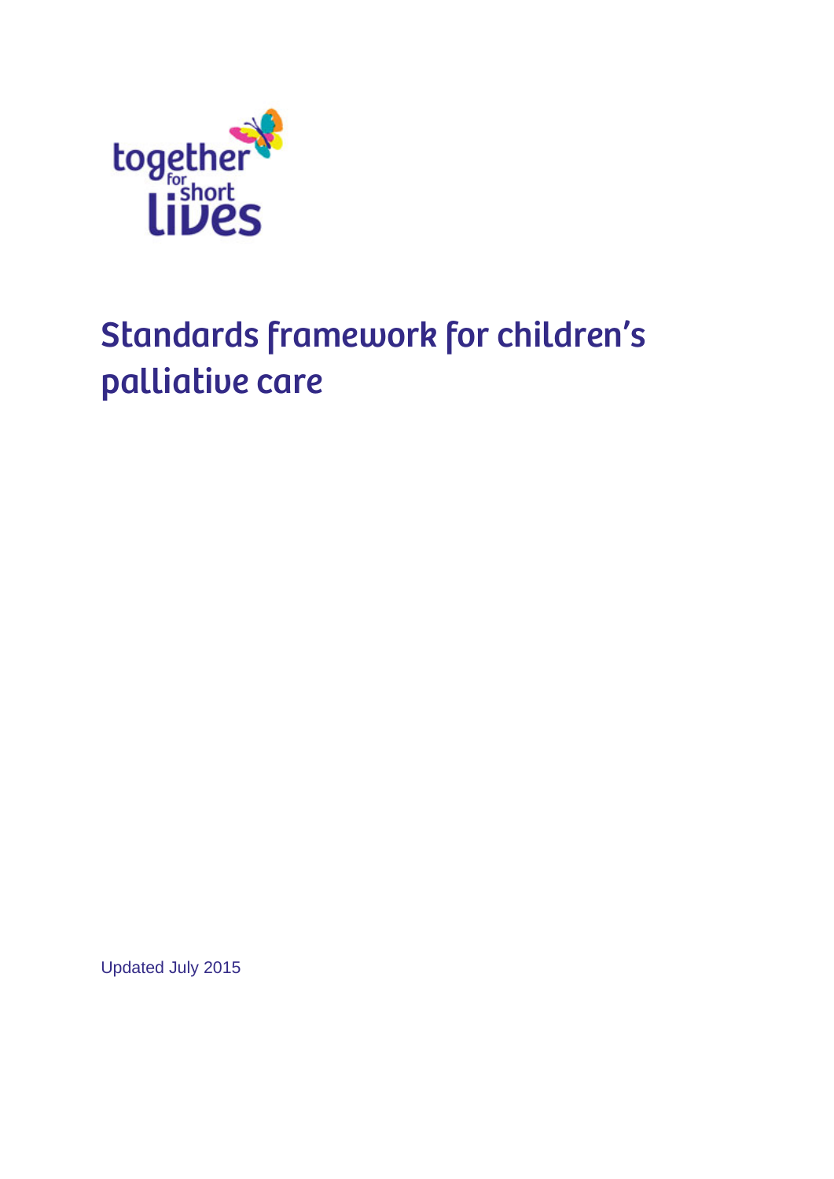together for short lives

# Standards framework for children's palliative care

Updated July 2015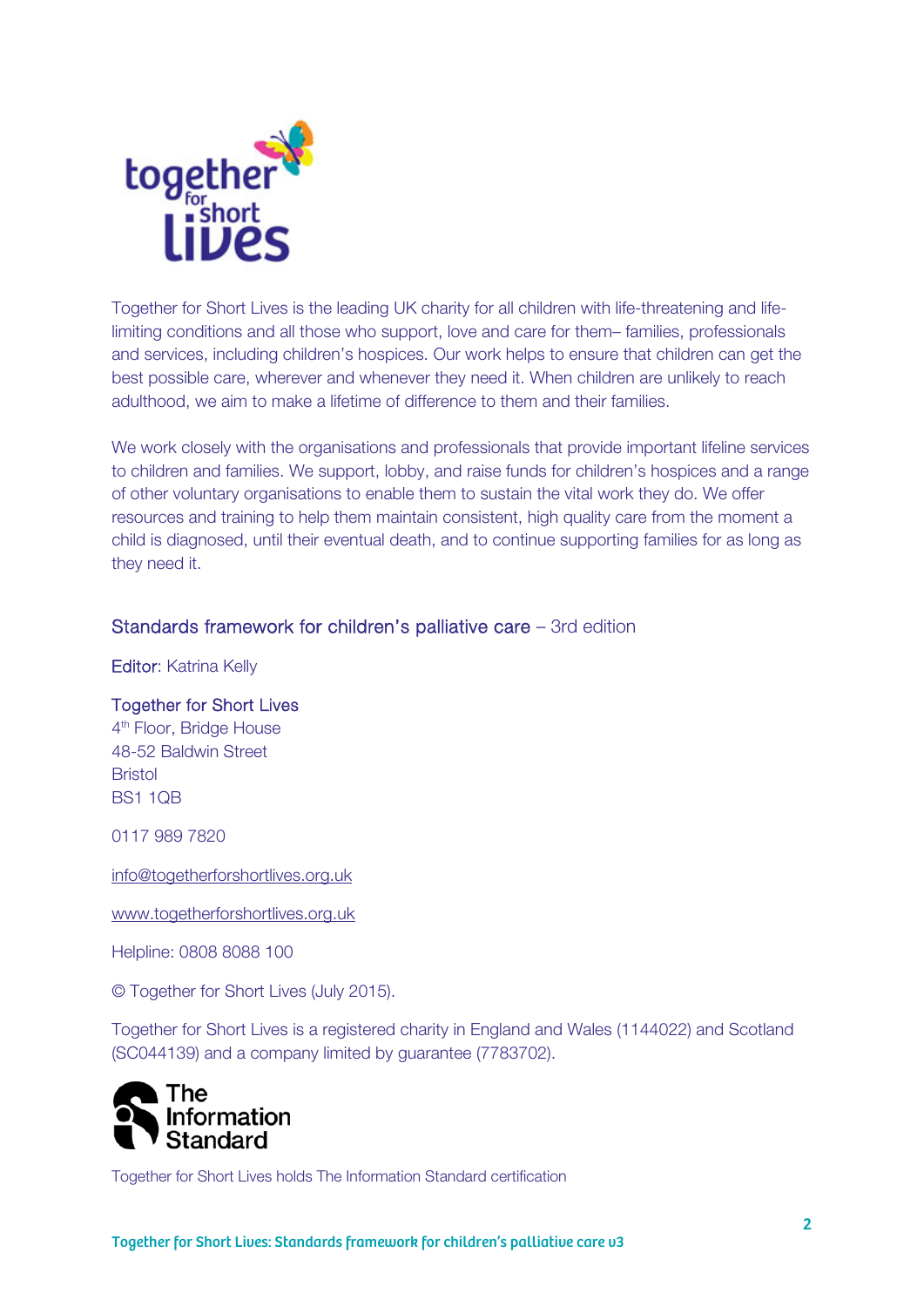Together for Short Lives is the leading UK charity for all children with life-threatening and life-limiting conditions and all those who support, love and care for them– families, professionals and services, including children's hospices. Our work helps to ensure that children can get the best possible care, wherever and whenever they need it. When children are unlikely to reach adulthood, we aim to make a lifetime of difference to them and their families.

We work closely with the organisations and professionals that provide important lifeline services to children and families. We support, lobby, and raise funds for children's hospices and a range of other voluntary organisations to enable them to sustain the vital work they do. We offer resources and training to help them maintain consistent, high quality care from the moment a child is diagnosed, until their eventual death, and to continue supporting families for as long as they need it.

Standards framework for children's palliative care – 3rd edition

Editor: Katrina Kelly

Together for Short Lives
4th Floor, Bridge House
48-52 Baldwin Street
Bristol
BS1 1QB

0117 989 7820

info@togetherforshortlives.org.uk

www.togetherforshortlives.org.uk

Helpline: 0808 8088 100

© Together for Short Lives (July 2015).

Together for Short Lives is a registered charity in England and Wales (1144022) and Scotland (SC044139) and a company limited by guarantee (7783702).

Together for Short Lives holds The Information Standard certification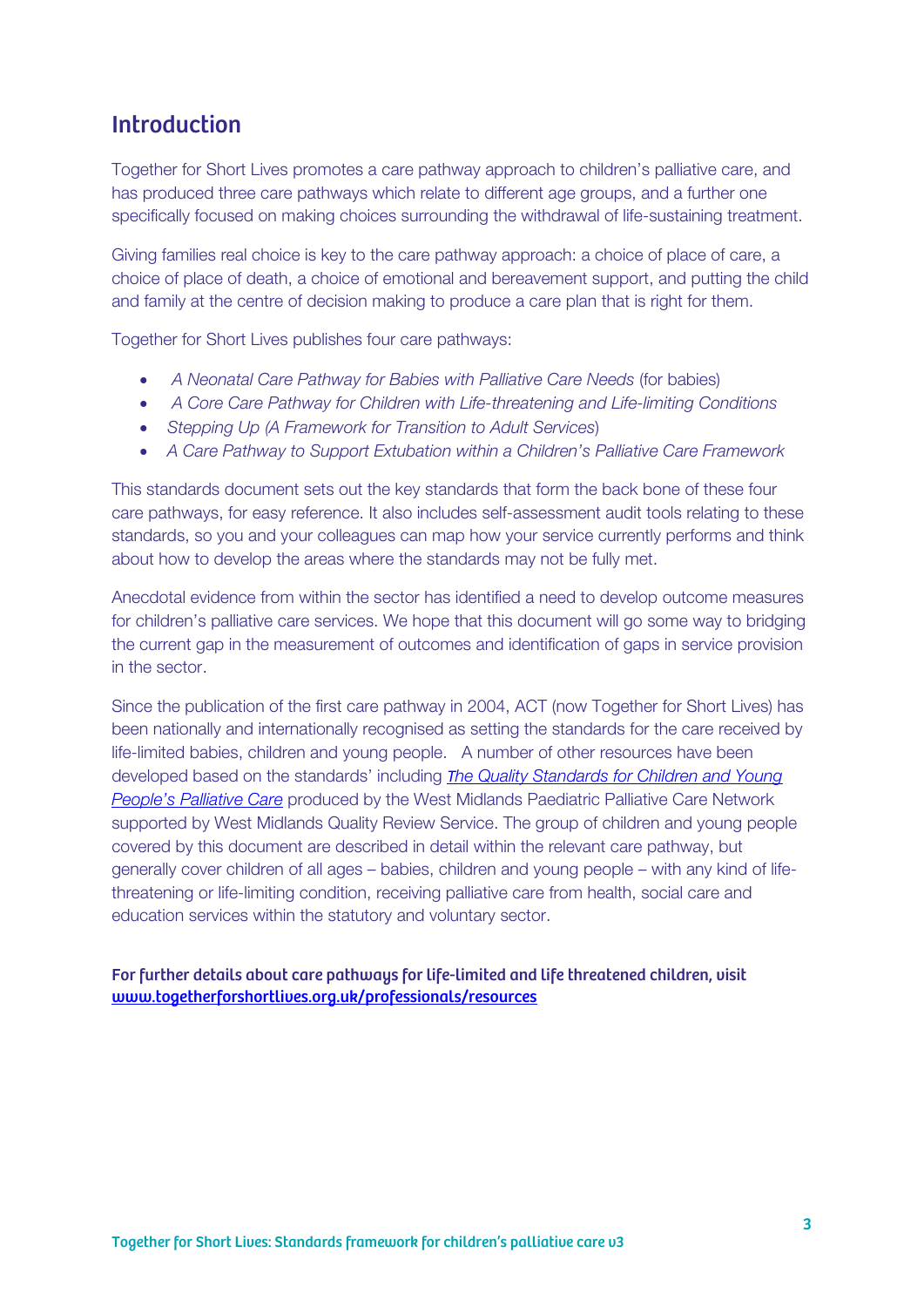## Introduction

Together for Short Lives promotes a care pathway approach to children's palliative care, and has produced three care pathways which relate to different age groups, and a further one specifically focused on making choices surrounding the withdrawal of life-sustaining treatment.

Giving families real choice is key to the care pathway approach: a choice of place of care, a choice of place of death, a choice of emotional and bereavement support, and putting the child and family at the centre of decision making to produce a care plan that is right for them.

Together for Short Lives publishes four care pathways:

- *A Neonatal Care Pathway for Babies with Palliative Care Needs* (for babies)
- *A Core Care Pathway for Children with Life-threatening and Life-limiting Conditions*
- *Stepping Up (A Framework for Transition to Adult Services*)
- *A Care Pathway to Support Extubation within a Children's Palliative Care Framework*

This standards document sets out the key standards that form the back bone of these four care pathways, for easy reference. It also includes self-assessment audit tools relating to these standards, so you and your colleagues can map how your service currently performs and think about how to develop the areas where the standards may not be fully met.

Anecdotal evidence from within the sector has identified a need to develop outcome measures for children's palliative care services. We hope that this document will go some way to bridging the current gap in the measurement of outcomes and identification of gaps in service provision in the sector.

Since the publication of the first care pathway in 2004, ACT (now Together for Short Lives) has been nationally and internationally recognised as setting the standards for the care received by life-limited babies, children and young people. A number of other resources have been developed based on the standards' including *The Quality Standards for Children and Young People's Palliative Care* produced by the West Midlands Paediatric Palliative Care Network supported by West Midlands Quality Review Service. The group of children and young people covered by this document are described in detail within the relevant care pathway, but generally cover children of all ages – babies, children and young people – with any kind of life-threatening or life-limiting condition, receiving palliative care from health, social care and education services within the statutory and voluntary sector.

**For further details about care pathways for life-limited and life threatened children, visit www.togetherforshortlives.org.uk/professionals/resources**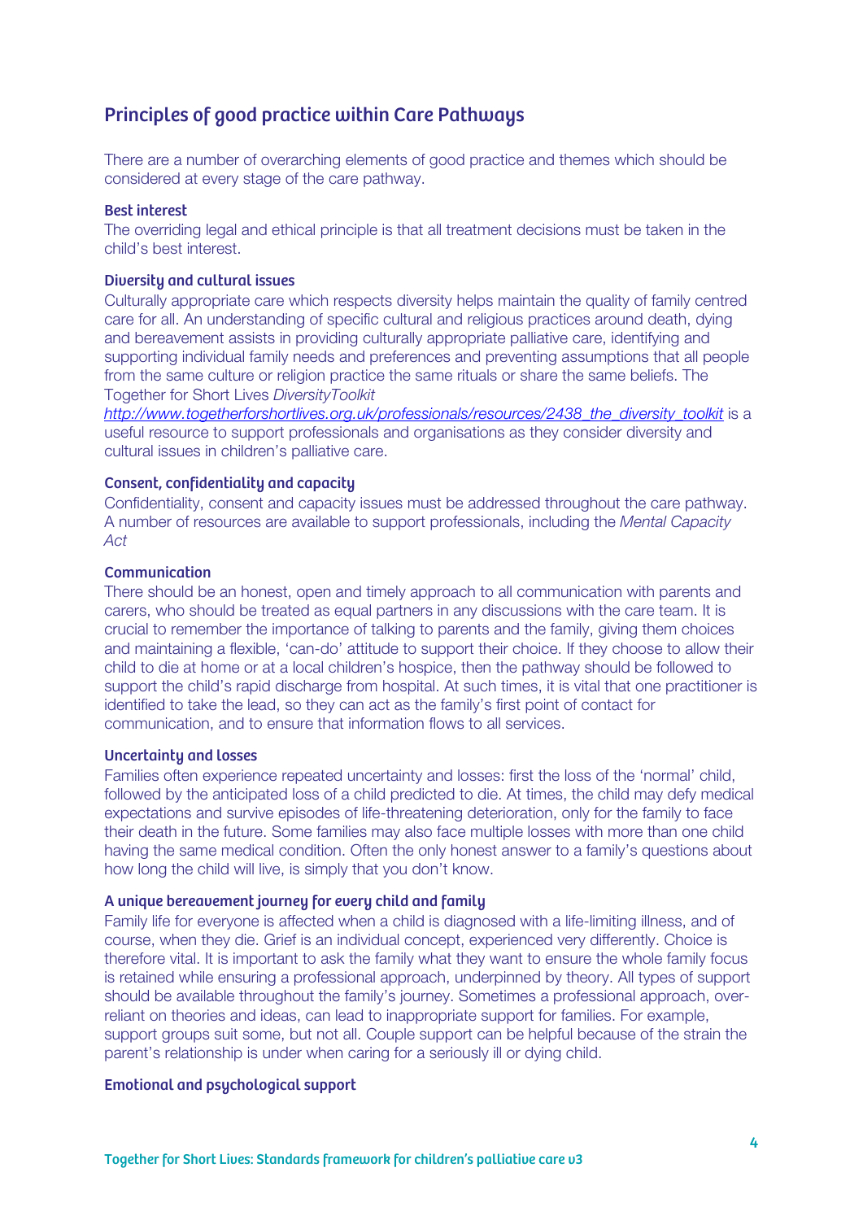## Principles of good practice within Care Pathways

There are a number of overarching elements of good practice and themes which should be considered at every stage of the care pathway.

### Best interest

The overriding legal and ethical principle is that all treatment decisions must be taken in the child's best interest.

### Diversity and cultural issues

Culturally appropriate care which respects diversity helps maintain the quality of family centred care for all. An understanding of specific cultural and religious practices around death, dying and bereavement assists in providing culturally appropriate palliative care, identifying and supporting individual family needs and preferences and preventing assumptions that all people from the same culture or religion practice the same rituals or share the same beliefs. The Together for Short Lives *DiversityToolkit* *http://www.togetherforshortlives.org.uk/professionals/resources/2438_the_diversity_toolkit* is a useful resource to support professionals and organisations as they consider diversity and cultural issues in children's palliative care.

### Consent, confidentiality and capacity

Confidentiality, consent and capacity issues must be addressed throughout the care pathway. A number of resources are available to support professionals, including the *Mental Capacity Act*

### Communication

There should be an honest, open and timely approach to all communication with parents and carers, who should be treated as equal partners in any discussions with the care team. It is crucial to remember the importance of talking to parents and the family, giving them choices and maintaining a flexible, 'can-do' attitude to support their choice. If they choose to allow their child to die at home or at a local children's hospice, then the pathway should be followed to support the child's rapid discharge from hospital. At such times, it is vital that one practitioner is identified to take the lead, so they can act as the family's first point of contact for communication, and to ensure that information flows to all services.

### Uncertainty and losses

Families often experience repeated uncertainty and losses: first the loss of the 'normal' child, followed by the anticipated loss of a child predicted to die. At times, the child may defy medical expectations and survive episodes of life-threatening deterioration, only for the family to face their death in the future. Some families may also face multiple losses with more than one child having the same medical condition. Often the only honest answer to a family's questions about how long the child will live, is simply that you don't know.

### A unique bereavement journey for every child and family

Family life for everyone is affected when a child is diagnosed with a life-limiting illness, and of course, when they die. Grief is an individual concept, experienced very differently. Choice is therefore vital. It is important to ask the family what they want to ensure the whole family focus is retained while ensuring a professional approach, underpinned by theory. All types of support should be available throughout the family's journey. Sometimes a professional approach, over-reliant on theories and ideas, can lead to inappropriate support for families. For example, support groups suit some, but not all. Couple support can be helpful because of the strain the parent's relationship is under when caring for a seriously ill or dying child.

### Emotional and psychological support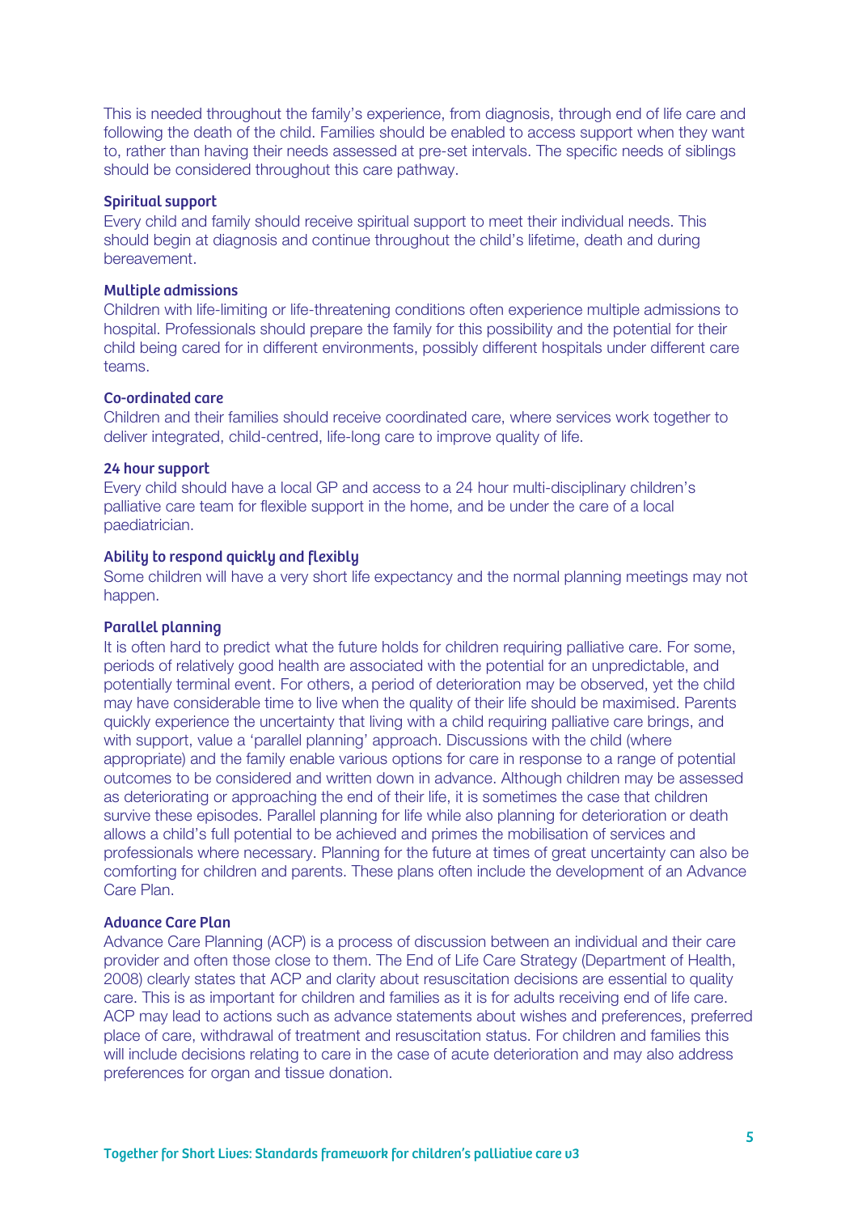This is needed throughout the family's experience, from diagnosis, through end of life care and following the death of the child. Families should be enabled to access support when they want to, rather than having their needs assessed at pre-set intervals. The specific needs of siblings should be considered throughout this care pathway.

### Spiritual support

Every child and family should receive spiritual support to meet their individual needs. This should begin at diagnosis and continue throughout the child's lifetime, death and during bereavement.

### Multiple admissions

Children with life-limiting or life-threatening conditions often experience multiple admissions to hospital. Professionals should prepare the family for this possibility and the potential for their child being cared for in different environments, possibly different hospitals under different care teams.

### Co-ordinated care

Children and their families should receive coordinated care, where services work together to deliver integrated, child-centred, life-long care to improve quality of life.

### 24 hour support

Every child should have a local GP and access to a 24 hour multi-disciplinary children's palliative care team for flexible support in the home, and be under the care of a local paediatrician.

### Ability to respond quickly and flexibly

Some children will have a very short life expectancy and the normal planning meetings may not happen.

### Parallel planning

It is often hard to predict what the future holds for children requiring palliative care. For some, periods of relatively good health are associated with the potential for an unpredictable, and potentially terminal event. For others, a period of deterioration may be observed, yet the child may have considerable time to live when the quality of their life should be maximised. Parents quickly experience the uncertainty that living with a child requiring palliative care brings, and with support, value a 'parallel planning' approach. Discussions with the child (where appropriate) and the family enable various options for care in response to a range of potential outcomes to be considered and written down in advance. Although children may be assessed as deteriorating or approaching the end of their life, it is sometimes the case that children survive these episodes. Parallel planning for life while also planning for deterioration or death allows a child's full potential to be achieved and primes the mobilisation of services and professionals where necessary. Planning for the future at times of great uncertainty can also be comforting for children and parents. These plans often include the development of an Advance Care Plan.

### Advance Care Plan

Advance Care Planning (ACP) is a process of discussion between an individual and their care provider and often those close to them. The End of Life Care Strategy (Department of Health, 2008) clearly states that ACP and clarity about resuscitation decisions are essential to quality care. This is as important for children and families as it is for adults receiving end of life care. ACP may lead to actions such as advance statements about wishes and preferences, preferred place of care, withdrawal of treatment and resuscitation status. For children and families this will include decisions relating to care in the case of acute deterioration and may also address preferences for organ and tissue donation.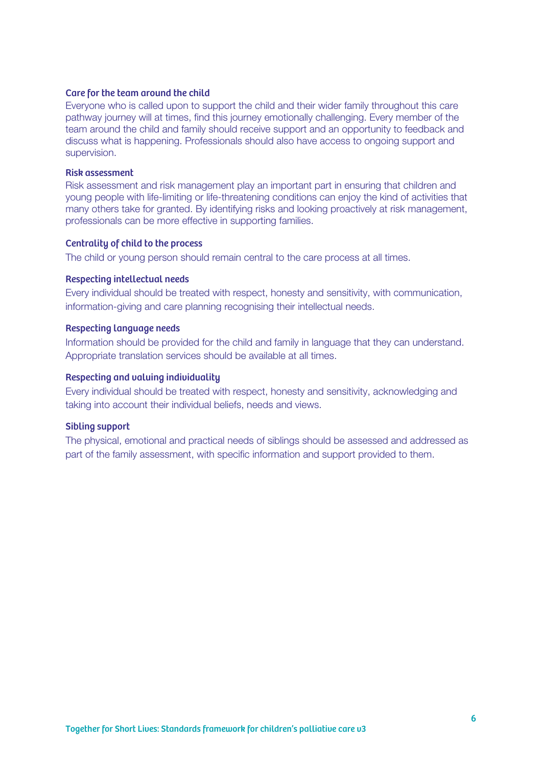### Care for the team around the child

Everyone who is called upon to support the child and their wider family throughout this care pathway journey will at times, find this journey emotionally challenging. Every member of the team around the child and family should receive support and an opportunity to feedback and discuss what is happening. Professionals should also have access to ongoing support and supervision.

### Risk assessment

Risk assessment and risk management play an important part in ensuring that children and young people with life-limiting or life-threatening conditions can enjoy the kind of activities that many others take for granted. By identifying risks and looking proactively at risk management, professionals can be more effective in supporting families.

### Centrality of child to the process

The child or young person should remain central to the care process at all times.

### Respecting intellectual needs

Every individual should be treated with respect, honesty and sensitivity, with communication, information-giving and care planning recognising their intellectual needs.

### Respecting language needs

Information should be provided for the child and family in language that they can understand. Appropriate translation services should be available at all times.

### Respecting and valuing individuality

Every individual should be treated with respect, honesty and sensitivity, acknowledging and taking into account their individual beliefs, needs and views.

### Sibling support

The physical, emotional and practical needs of siblings should be assessed and addressed as part of the family assessment, with specific information and support provided to them.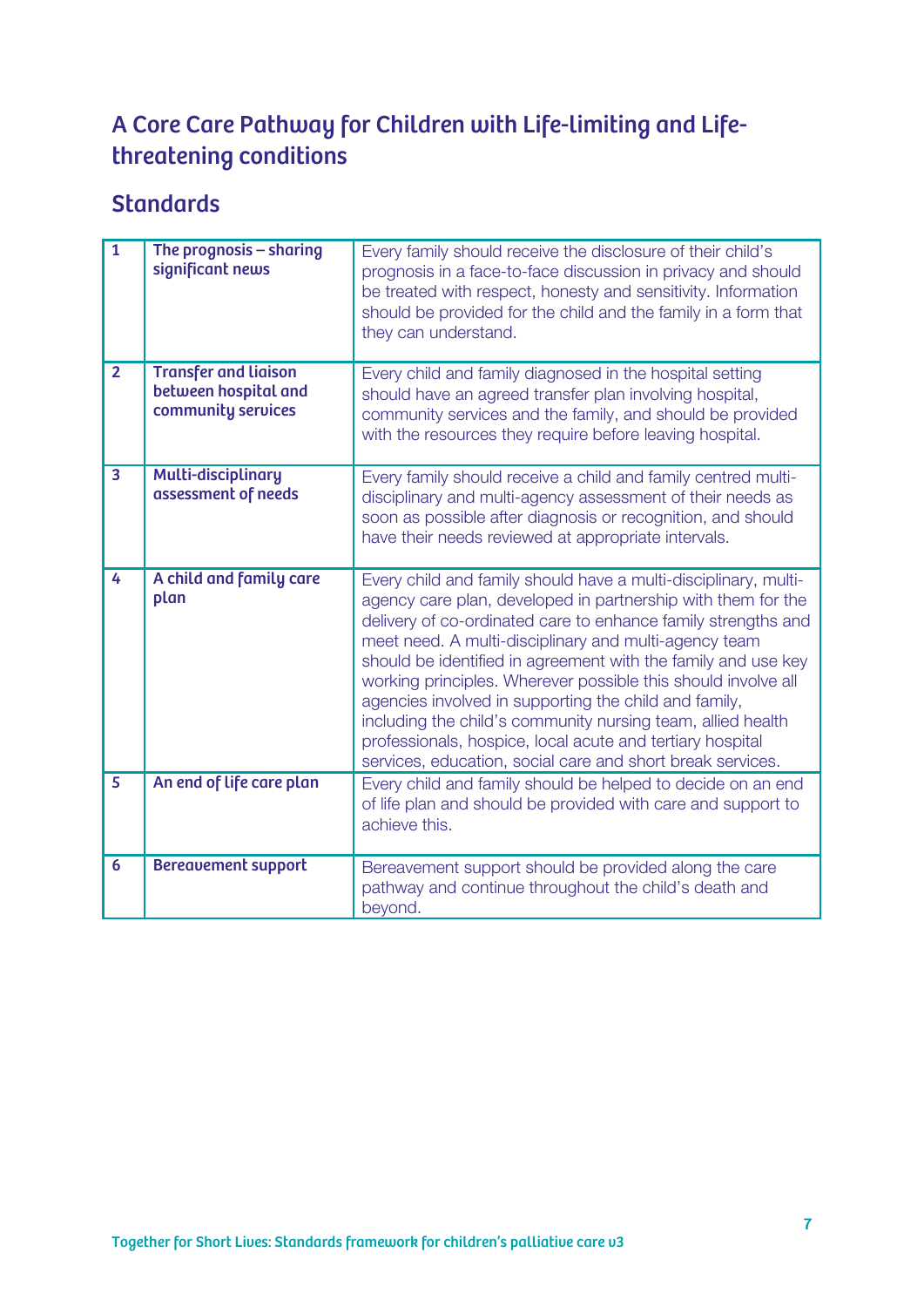# A Core Care Pathway for Children with Life-limiting and Life-threatening conditions

## Standards

| | | |
|---|---|---|
| 1 | **The prognosis – sharing significant news** | Every family should receive the disclosure of their child's prognosis in a face-to-face discussion in privacy and should be treated with respect, honesty and sensitivity. Information should be provided for the child and the family in a form that they can understand. |
| 2 | **Transfer and liaison between hospital and community services** | Every child and family diagnosed in the hospital setting should have an agreed transfer plan involving hospital, community services and the family, and should be provided with the resources they require before leaving hospital. |
| 3 | **Multi-disciplinary assessment of needs** | Every family should receive a child and family centred multi-disciplinary and multi-agency assessment of their needs as soon as possible after diagnosis or recognition, and should have their needs reviewed at appropriate intervals. |
| 4 | **A child and family care plan** | Every child and family should have a multi-disciplinary, multi-agency care plan, developed in partnership with them for the delivery of co-ordinated care to enhance family strengths and meet need. A multi-disciplinary and multi-agency team should be identified in agreement with the family and use key working principles. Wherever possible this should involve all agencies involved in supporting the child and family, including the child's community nursing team, allied health professionals, hospice, local acute and tertiary hospital services, education, social care and short break services. |
| 5 | **An end of life care plan** | Every child and family should be helped to decide on an end of life plan and should be provided with care and support to achieve this. |
| 6 | **Bereavement support** | Bereavement support should be provided along the care pathway and continue throughout the child's death and beyond. |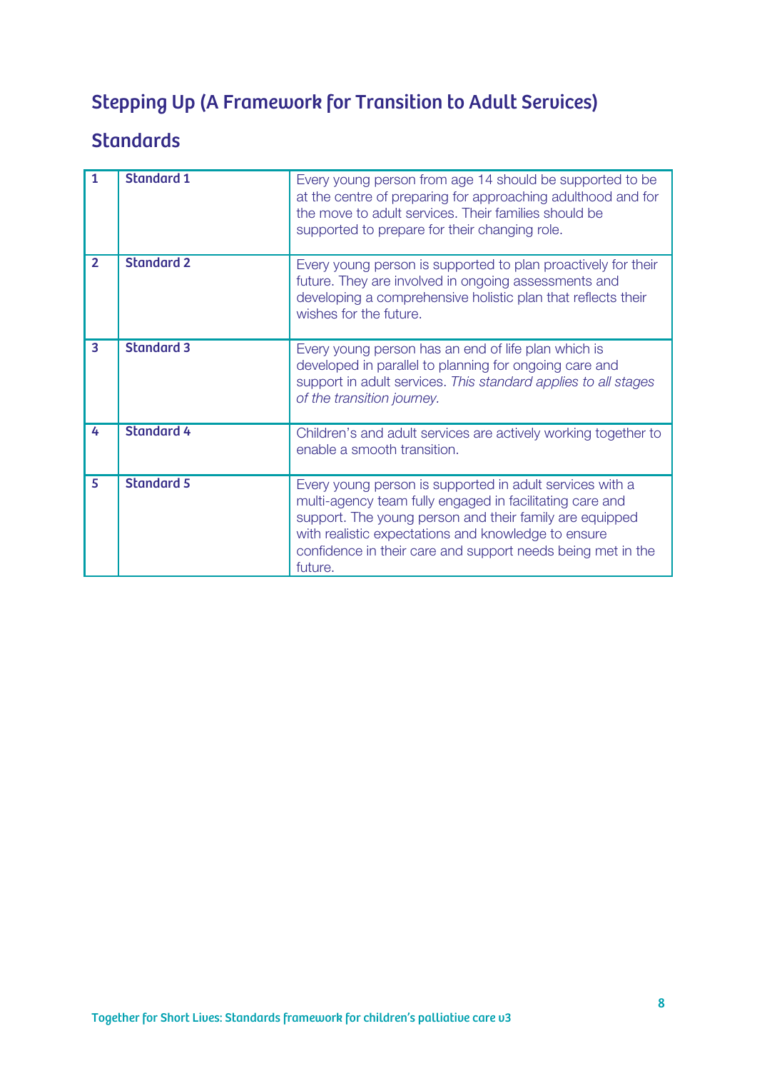## Stepping Up (A Framework for Transition to Adult Services)

## Standards

| | | |
|---|---|---|
| 1 | **Standard 1** | Every young person from age 14 should be supported to be at the centre of preparing for approaching adulthood and for the move to adult services. Their families should be supported to prepare for their changing role. |
| 2 | **Standard 2** | Every young person is supported to plan proactively for their future. They are involved in ongoing assessments and developing a comprehensive holistic plan that reflects their wishes for the future. |
| 3 | **Standard 3** | Every young person has an end of life plan which is developed in parallel to planning for ongoing care and support in adult services. *This standard applies to all stages of the transition journey.* |
| 4 | **Standard 4** | Children's and adult services are actively working together to enable a smooth transition. |
| 5 | **Standard 5** | Every young person is supported in adult services with a multi-agency team fully engaged in facilitating care and support. The young person and their family are equipped with realistic expectations and knowledge to ensure confidence in their care and support needs being met in the future. |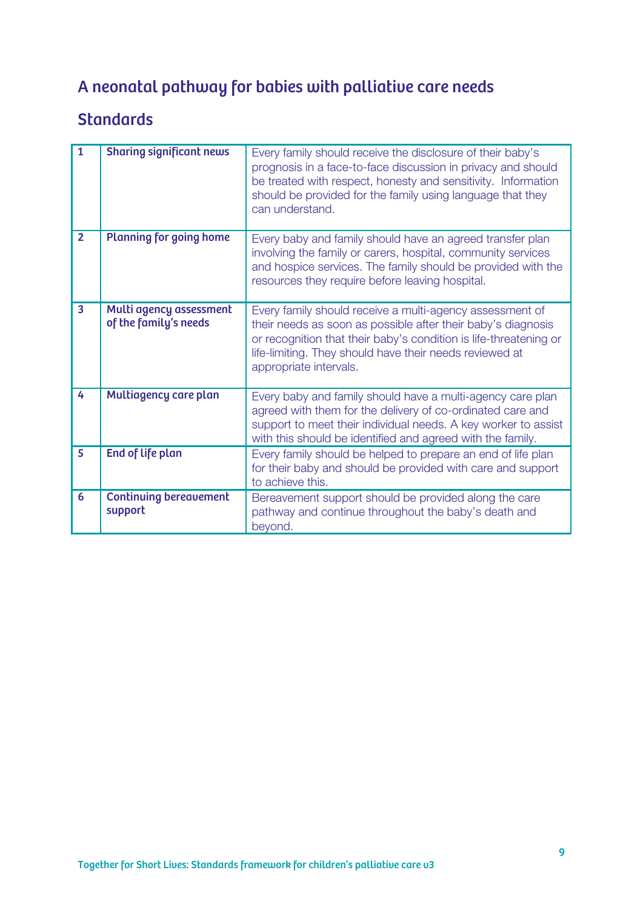## A neonatal pathway for babies with palliative care needs

## Standards

| | | |
|---|---|---|
| 1 | **Sharing significant news** | Every family should receive the disclosure of their baby's prognosis in a face-to-face discussion in privacy and should be treated with respect, honesty and sensitivity. Information should be provided for the family using language that they can understand. |
| 2 | **Planning for going home** | Every baby and family should have an agreed transfer plan involving the family or carers, hospital, community services and hospice services. The family should be provided with the resources they require before leaving hospital. |
| 3 | **Multi agency assessment of the family's needs** | Every family should receive a multi-agency assessment of their needs as soon as possible after their baby's diagnosis or recognition that their baby's condition is life-threatening or life-limiting. They should have their needs reviewed at appropriate intervals. |
| 4 | **Multiagency care plan** | Every baby and family should have a multi-agency care plan agreed with them for the delivery of co-ordinated care and support to meet their individual needs. A key worker to assist with this should be identified and agreed with the family. |
| 5 | **End of life plan** | Every family should be helped to prepare an end of life plan for their baby and should be provided with care and support to achieve this. |
| 6 | **Continuing bereavement support** | Bereavement support should be provided along the care pathway and continue throughout the baby's death and beyond. |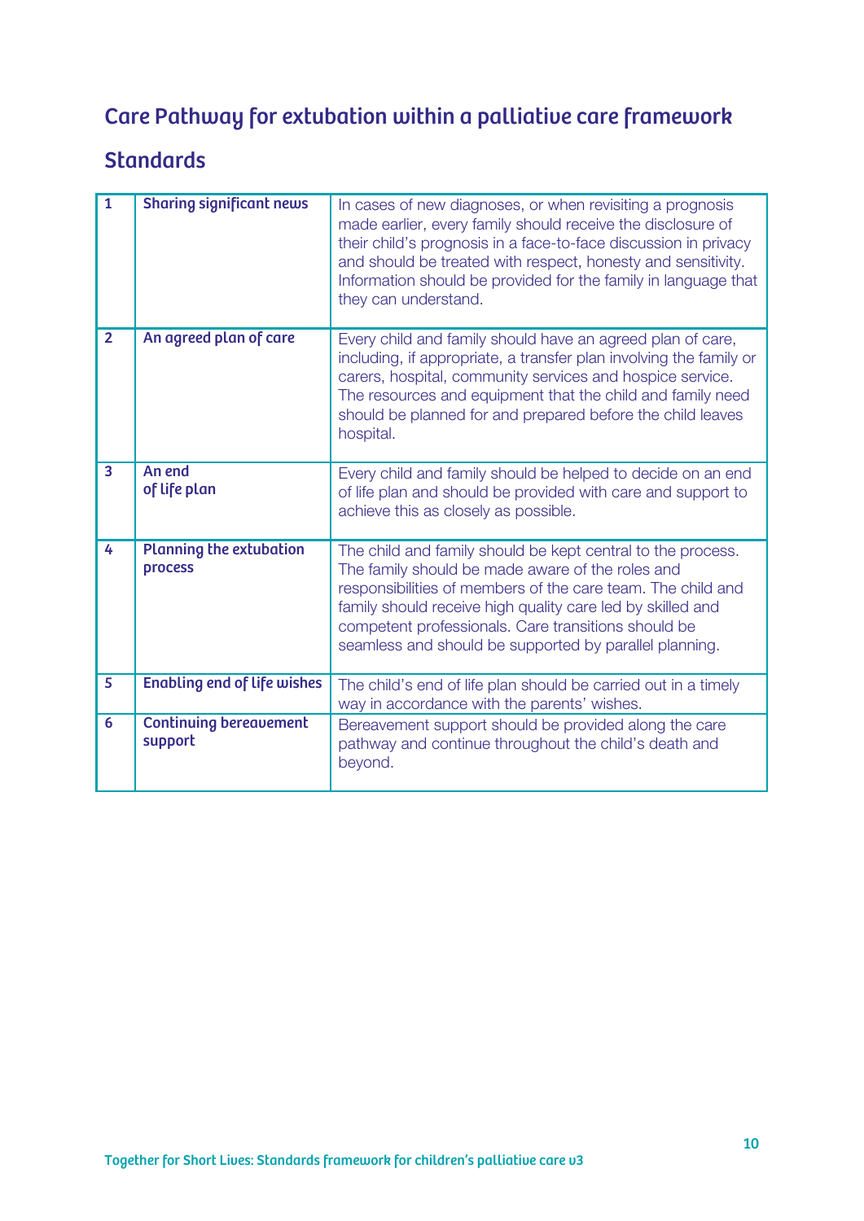## Care Pathway for extubation within a palliative care framework

### Standards

| | | |
|---|---|---|
| 1 | **Sharing significant news** | In cases of new diagnoses, or when revisiting a prognosis made earlier, every family should receive the disclosure of their child's prognosis in a face-to-face discussion in privacy and should be treated with respect, honesty and sensitivity. Information should be provided for the family in language that they can understand. |
| 2 | **An agreed plan of care** | Every child and family should have an agreed plan of care, including, if appropriate, a transfer plan involving the family or carers, hospital, community services and hospice service. The resources and equipment that the child and family need should be planned for and prepared before the child leaves hospital. |
| 3 | **An end of life plan** | Every child and family should be helped to decide on an end of life plan and should be provided with care and support to achieve this as closely as possible. |
| 4 | **Planning the extubation process** | The child and family should be kept central to the process. The family should be made aware of the roles and responsibilities of members of the care team. The child and family should receive high quality care led by skilled and competent professionals. Care transitions should be seamless and should be supported by parallel planning. |
| 5 | **Enabling end of life wishes** | The child's end of life plan should be carried out in a timely way in accordance with the parents' wishes. |
| 6 | **Continuing bereavement support** | Bereavement support should be provided along the care pathway and continue throughout the child's death and beyond. |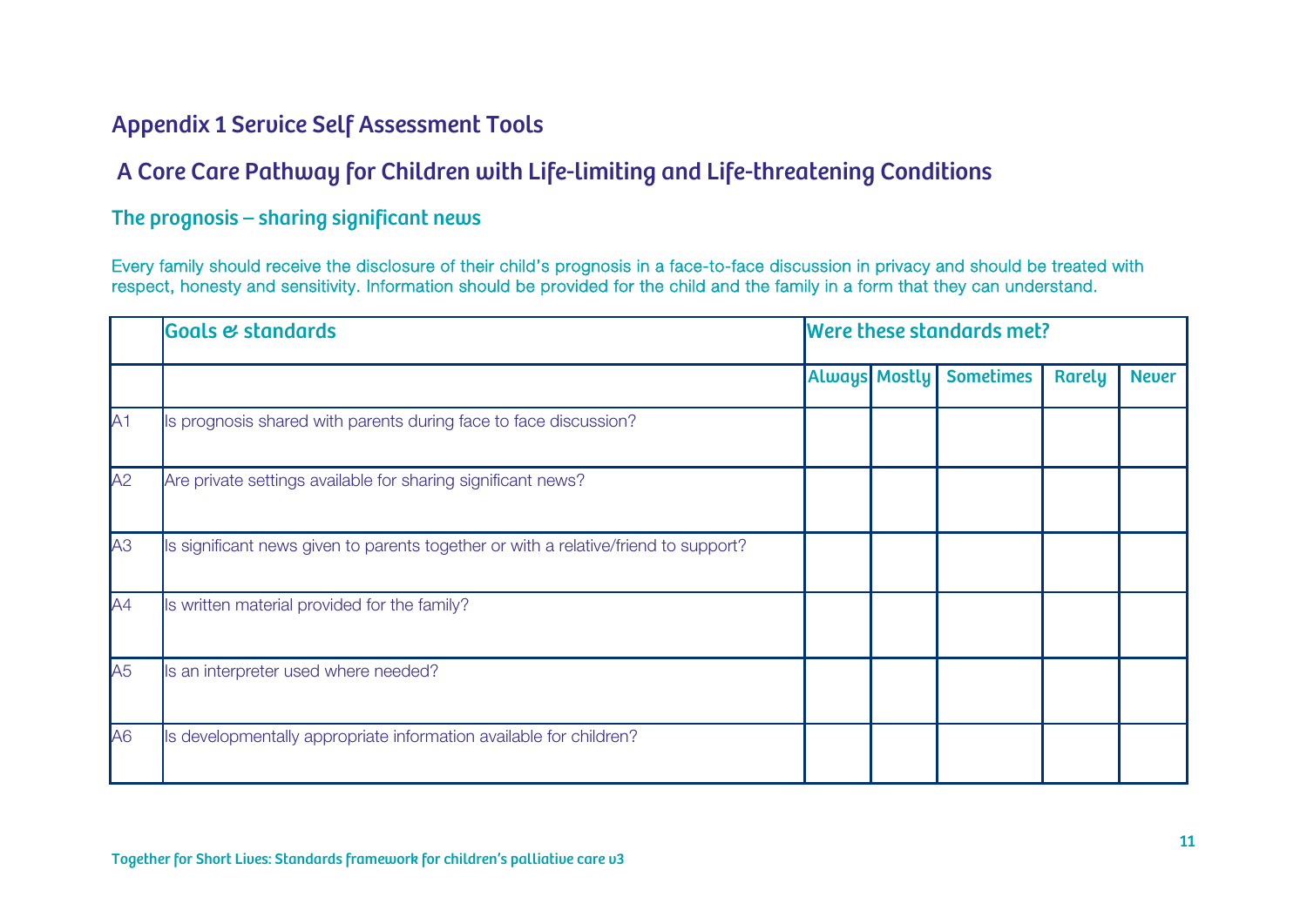# Appendix 1 Service Self Assessment Tools

## A Core Care Pathway for Children with Life-limiting and Life-threatening Conditions

### The prognosis – sharing significant news

Every family should receive the disclosure of their child's prognosis in a face-to-face discussion in privacy and should be treated with respect, honesty and sensitivity. Information should be provided for the child and the family in a form that they can understand.

| | Goals & standards | Were these standards met? | | | | |
|---|---|---|---|---|---|---|
| | | Always | Mostly | Sometimes | Rarely | Never |
| A1 | Is prognosis shared with parents during face to face discussion? | | | | | |
| A2 | Are private settings available for sharing significant news? | | | | | |
| A3 | Is significant news given to parents together or with a relative/friend to support? | | | | | |
| A4 | Is written material provided for the family? | | | | | |
| A5 | Is an interpreter used where needed? | | | | | |
| A6 | Is developmentally appropriate information available for children? | | | | | |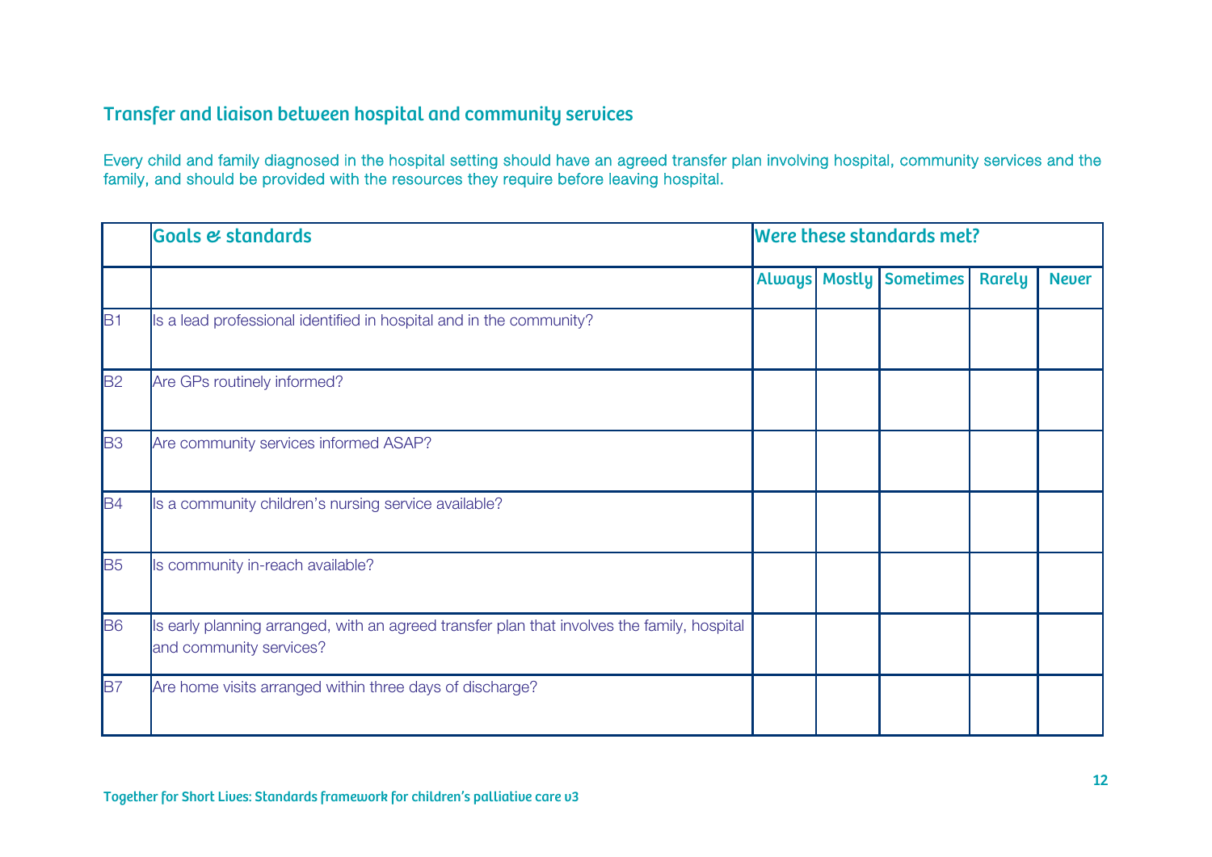## Transfer and liaison between hospital and community services

Every child and family diagnosed in the hospital setting should have an agreed transfer plan involving hospital, community services and the family, and should be provided with the resources they require before leaving hospital.

| | Goals & standards | Were these standards met? | | | | |
|---|---|---|---|---|---|---|
| | | Always | Mostly | Sometimes | Rarely | Never |
| B1 | Is a lead professional identified in hospital and in the community? | | | | | |
| B2 | Are GPs routinely informed? | | | | | |
| B3 | Are community services informed ASAP? | | | | | |
| B4 | Is a community children's nursing service available? | | | | | |
| B5 | Is community in-reach available? | | | | | |
| B6 | Is early planning arranged, with an agreed transfer plan that involves the family, hospital and community services? | | | | | |
| B7 | Are home visits arranged within three days of discharge? | | | | | |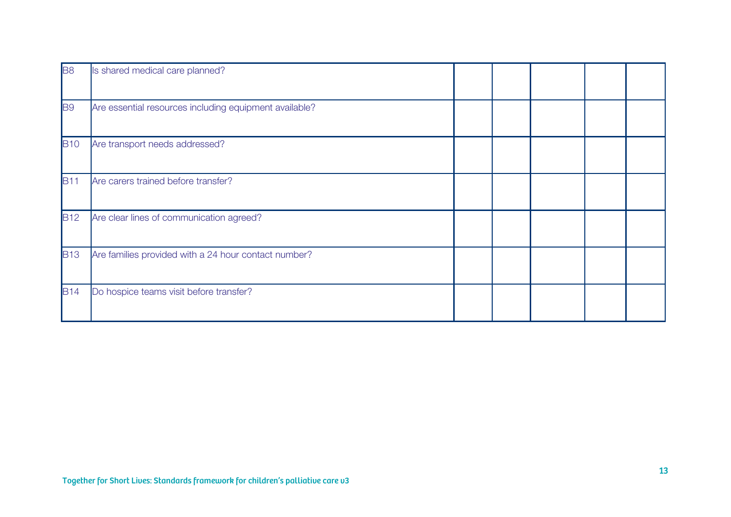| | | | | | | |
|---|---|---|---|---|---|---|
| B8 | Is shared medical care planned? | | | | | |
| B9 | Are essential resources including equipment available? | | | | | |
| B10 | Are transport needs addressed? | | | | | |
| B11 | Are carers trained before transfer? | | | | | |
| B12 | Are clear lines of communication agreed? | | | | | |
| B13 | Are families provided with a 24 hour contact number? | | | | | |
| B14 | Do hospice teams visit before transfer? | | | | | |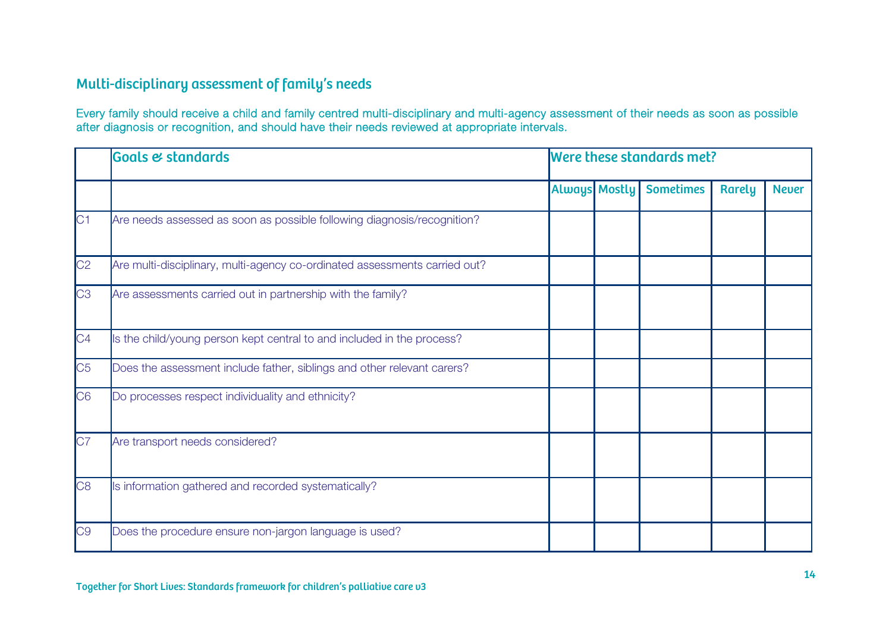## Multi-disciplinary assessment of family's needs

Every family should receive a child and family centred multi-disciplinary and multi-agency assessment of their needs as soon as possible after diagnosis or recognition, and should have their needs reviewed at appropriate intervals.

| | Goals & standards | Were these standards met? | | | | |
|---|---|---|---|---|---|---|
| | | Always | Mostly | Sometimes | Rarely | Never |
| C1 | Are needs assessed as soon as possible following diagnosis/recognition? | | | | | |
| C2 | Are multi-disciplinary, multi-agency co-ordinated assessments carried out? | | | | | |
| C3 | Are assessments carried out in partnership with the family? | | | | | |
| C4 | Is the child/young person kept central to and included in the process? | | | | | |
| C5 | Does the assessment include father, siblings and other relevant carers? | | | | | |
| C6 | Do processes respect individuality and ethnicity? | | | | | |
| C7 | Are transport needs considered? | | | | | |
| C8 | Is information gathered and recorded systematically? | | | | | |
| C9 | Does the procedure ensure non-jargon language is used? | | | | | |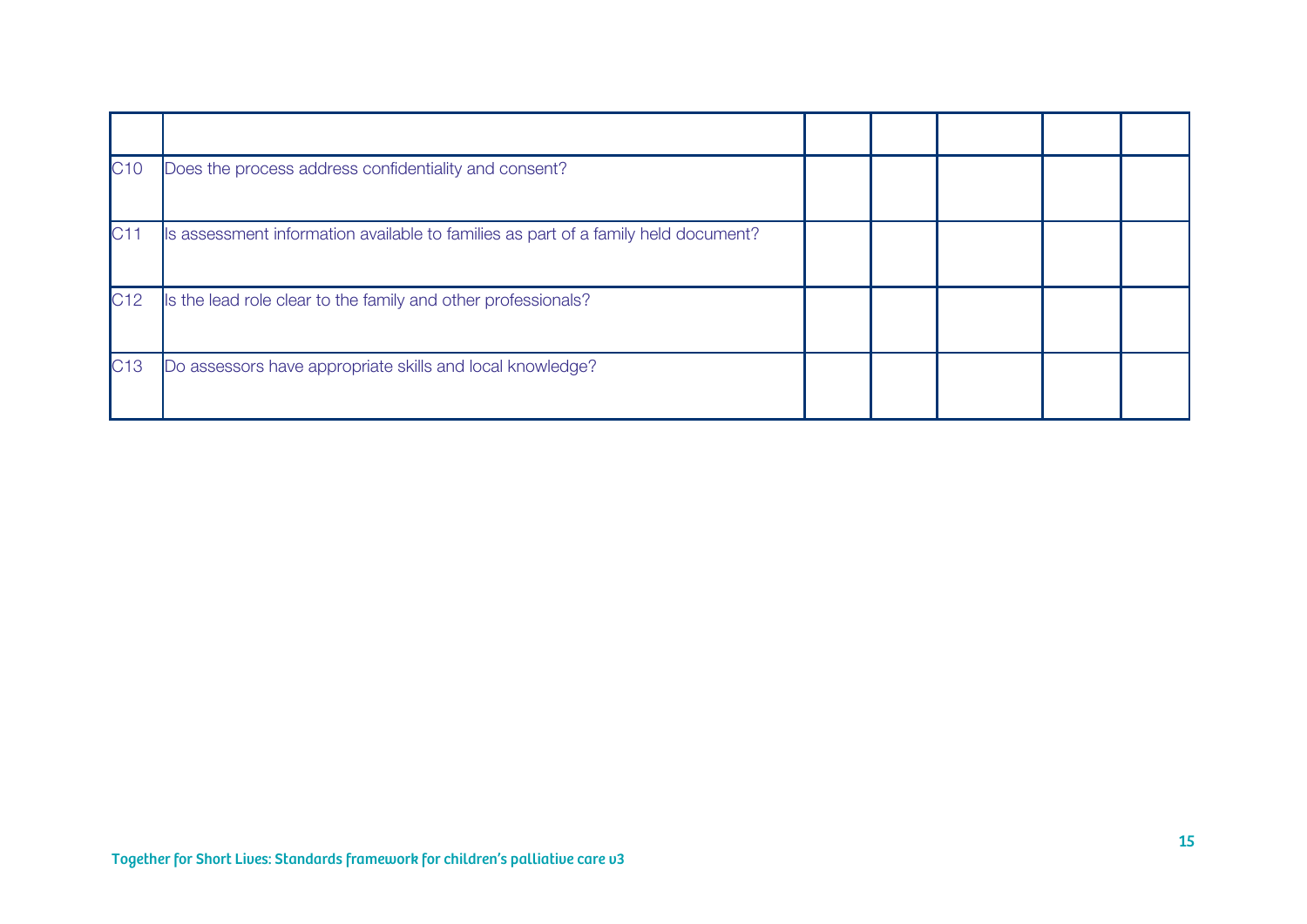| | | | | | | |
|---|---|---|---|---|---|---|
| C10 | Does the process address confidentiality and consent? | | | | | |
| C11 | Is assessment information available to families as part of a family held document? | | | | | |
| C12 | Is the lead role clear to the family and other professionals? | | | | | |
| C13 | Do assessors have appropriate skills and local knowledge? | | | | | |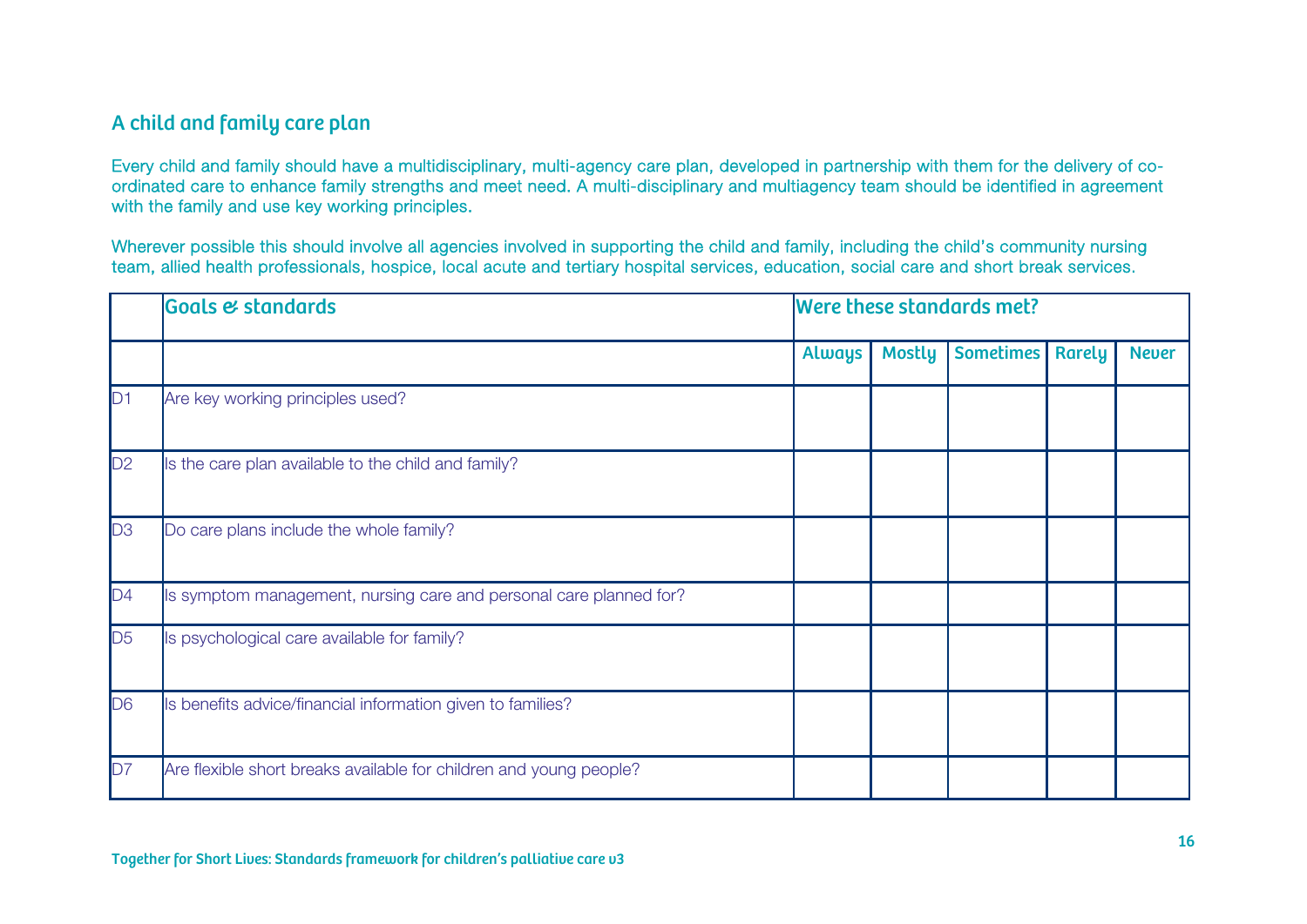## A child and family care plan

Every child and family should have a multidisciplinary, multi-agency care plan, developed in partnership with them for the delivery of co-ordinated care to enhance family strengths and meet need. A multi-disciplinary and multiagency team should be identified in agreement with the family and use key working principles.

Wherever possible this should involve all agencies involved in supporting the child and family, including the child's community nursing team, allied health professionals, hospice, local acute and tertiary hospital services, education, social care and short break services.

| | Goals & standards | Were these standards met? | | | | |
|---|---|---|---|---|---|---|
| | | Always | Mostly | Sometimes | Rarely | Never |
| D1 | Are key working principles used? | | | | | |
| D2 | Is the care plan available to the child and family? | | | | | |
| D3 | Do care plans include the whole family? | | | | | |
| D4 | Is symptom management, nursing care and personal care planned for? | | | | | |
| D5 | Is psychological care available for family? | | | | | |
| D6 | Is benefits advice/financial information given to families? | | | | | |
| D7 | Are flexible short breaks available for children and young people? | | | | | |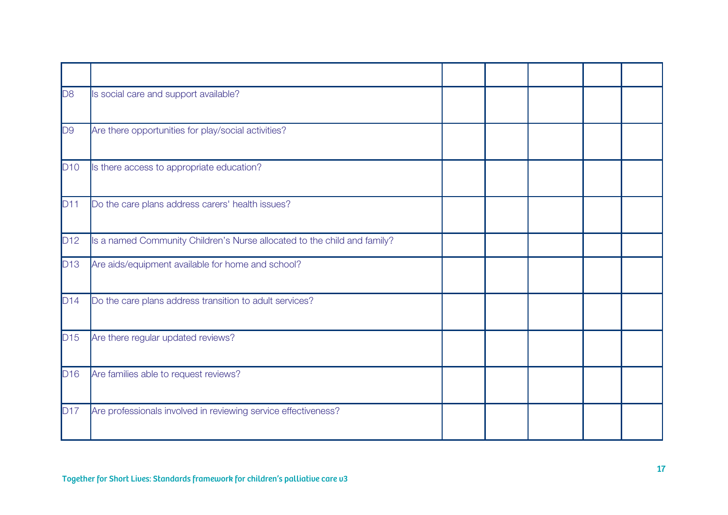| | | | | | | |
|---|---|---|---|---|---|---|
| D8 | Is social care and support available? | | | | | |
| D9 | Are there opportunities for play/social activities? | | | | | |
| D10 | Is there access to appropriate education? | | | | | |
| D11 | Do the care plans address carers' health issues? | | | | | |
| D12 | Is a named Community Children's Nurse allocated to the child and family? | | | | | |
| D13 | Are aids/equipment available for home and school? | | | | | |
| D14 | Do the care plans address transition to adult services? | | | | | |
| D15 | Are there regular updated reviews? | | | | | |
| D16 | Are families able to request reviews? | | | | | |
| D17 | Are professionals involved in reviewing service effectiveness? | | | | | |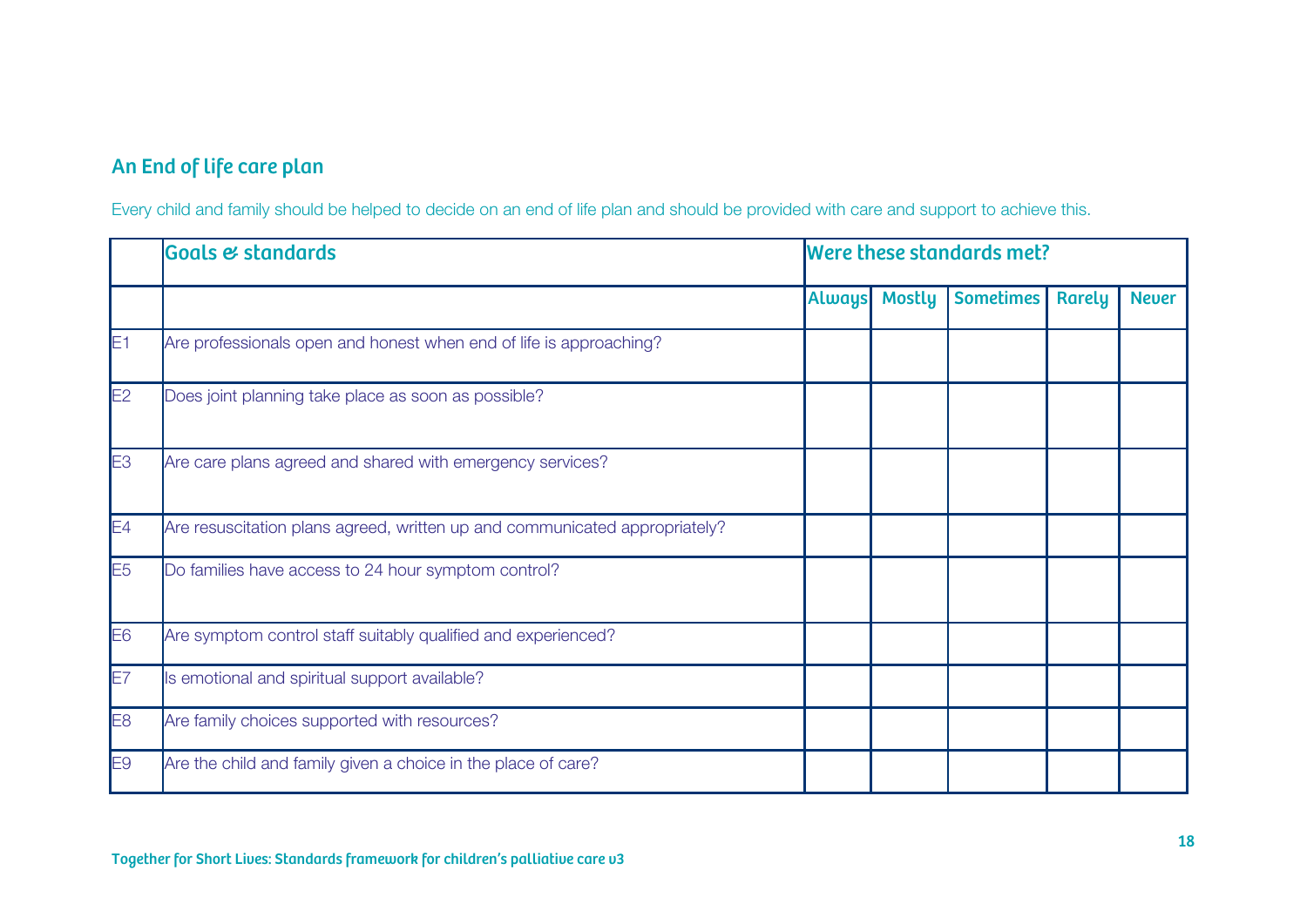## An End of life care plan

Every child and family should be helped to decide on an end of life plan and should be provided with care and support to achieve this.

| | Goals & standards | Were these standards met? | | | | |
|---|---|---|---|---|---|---|
| | | Always | Mostly | Sometimes | Rarely | Never |
| E1 | Are professionals open and honest when end of life is approaching? | | | | | |
| E2 | Does joint planning take place as soon as possible? | | | | | |
| E3 | Are care plans agreed and shared with emergency services? | | | | | |
| E4 | Are resuscitation plans agreed, written up and communicated appropriately? | | | | | |
| E5 | Do families have access to 24 hour symptom control? | | | | | |
| E6 | Are symptom control staff suitably qualified and experienced? | | | | | |
| E7 | Is emotional and spiritual support available? | | | | | |
| E8 | Are family choices supported with resources? | | | | | |
| E9 | Are the child and family given a choice in the place of care? | | | | | |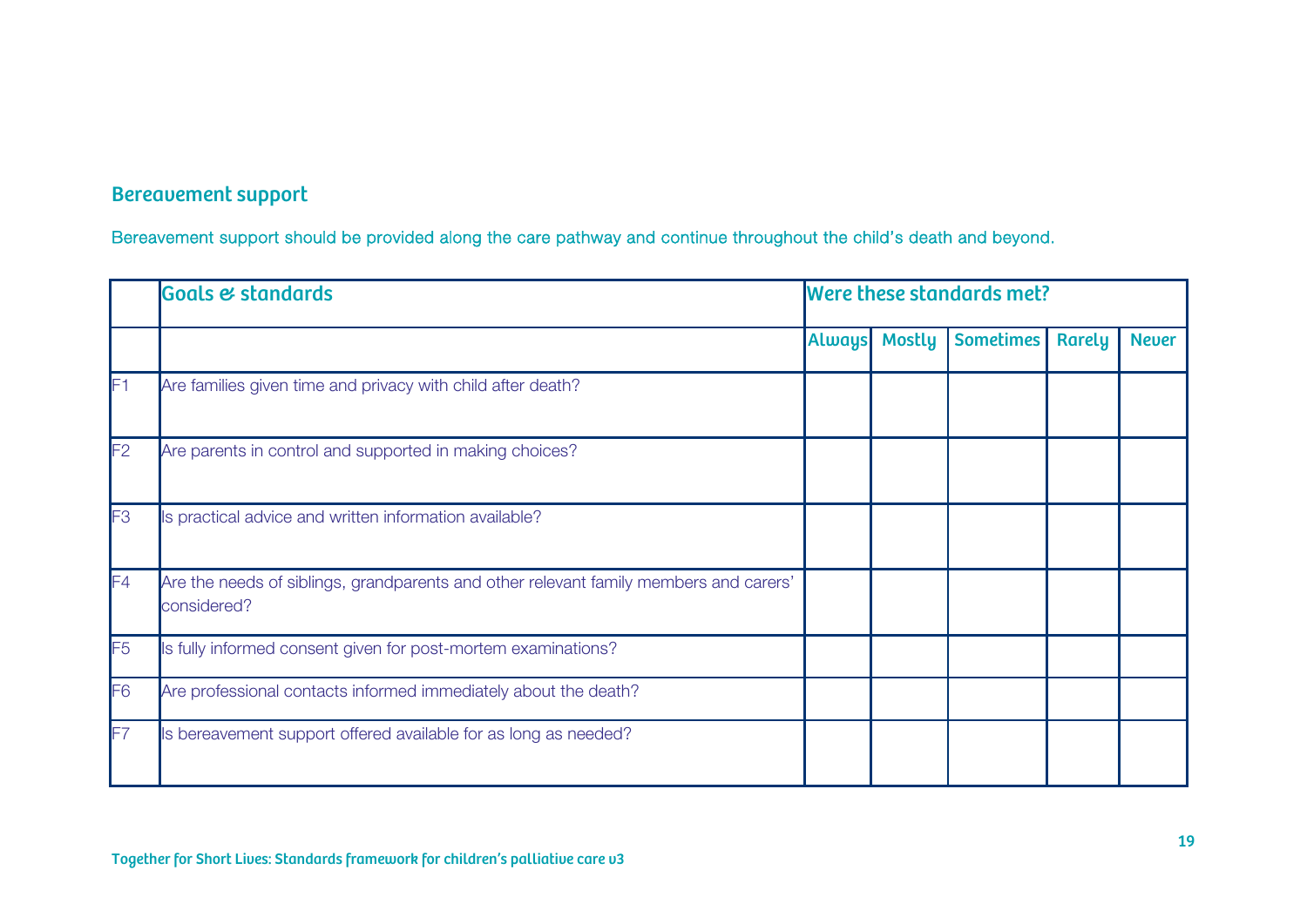## Bereavement support

Bereavement support should be provided along the care pathway and continue throughout the child's death and beyond.

| | Goals & standards | Were these standards met? | | | | |
|---|---|---|---|---|---|---|
| | | Always | Mostly | Sometimes | Rarely | Never |
| F1 | Are families given time and privacy with child after death? | | | | | |
| F2 | Are parents in control and supported in making choices? | | | | | |
| F3 | Is practical advice and written information available? | | | | | |
| F4 | Are the needs of siblings, grandparents and other relevant family members and carers' considered? | | | | | |
| F5 | Is fully informed consent given for post-mortem examinations? | | | | | |
| F6 | Are professional contacts informed immediately about the death? | | | | | |
| F7 | Is bereavement support offered available for as long as needed? | | | | | |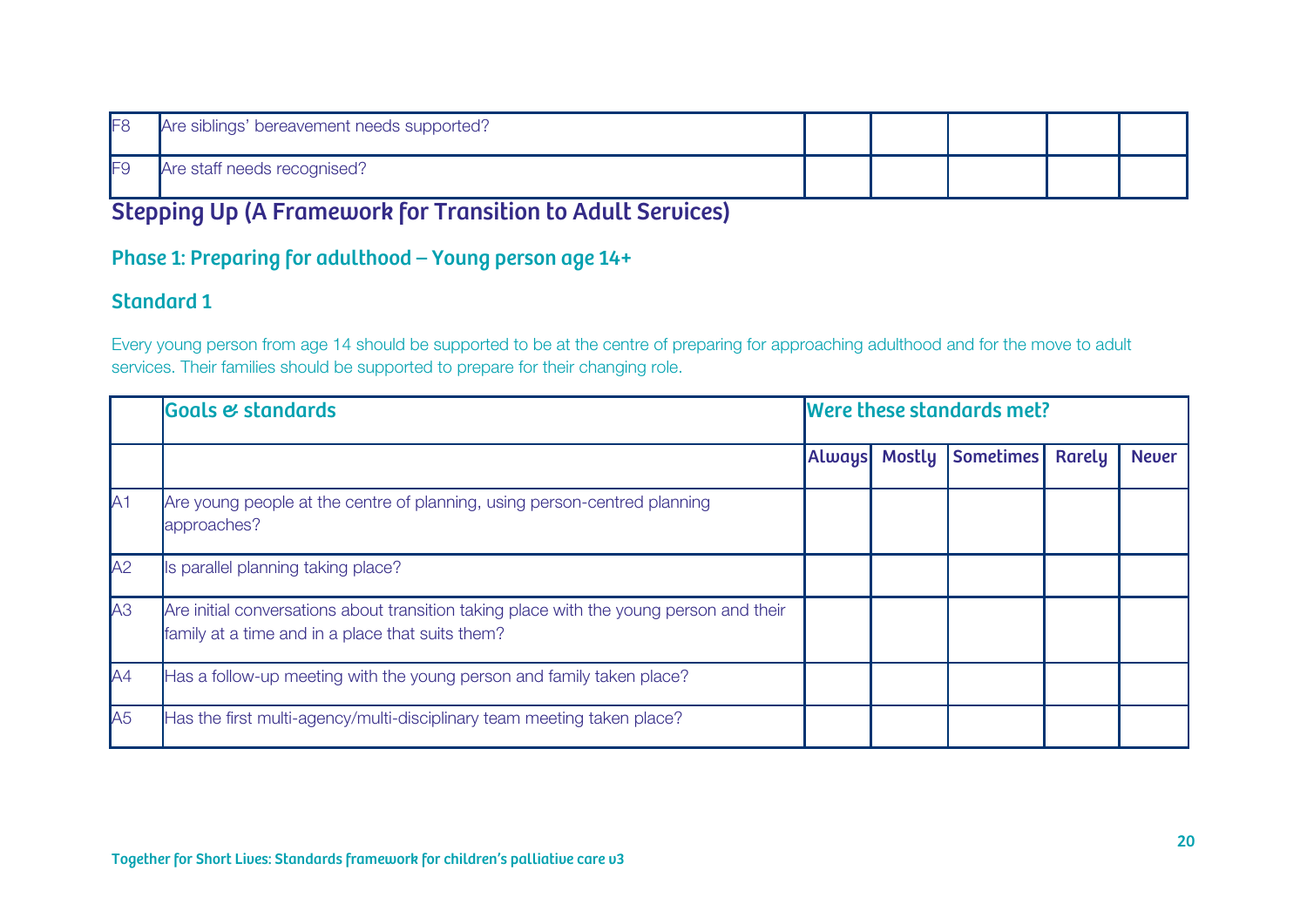| | | | | | | |
|---|---|---|---|---|---|---|
| F8 | Are siblings' bereavement needs supported? | | | | | |
| F9 | Are staff needs recognised? | | | | | |

## Stepping Up (A Framework for Transition to Adult Services)

### Phase 1: Preparing for adulthood – Young person age 14+

### Standard 1

Every young person from age 14 should be supported to be at the centre of preparing for approaching adulthood and for the move to adult services. Their families should be supported to prepare for their changing role.

| | Goals & standards | Were these standards met? | | | | |
|---|---|---|---|---|---|---|
| | | Always | Mostly | Sometimes | Rarely | Never |
| A1 | Are young people at the centre of planning, using person-centred planning approaches? | | | | | |
| A2 | Is parallel planning taking place? | | | | | |
| A3 | Are initial conversations about transition taking place with the young person and their family at a time and in a place that suits them? | | | | | |
| A4 | Has a follow-up meeting with the young person and family taken place? | | | | | |
| A5 | Has the first multi-agency/multi-disciplinary team meeting taken place? | | | | | |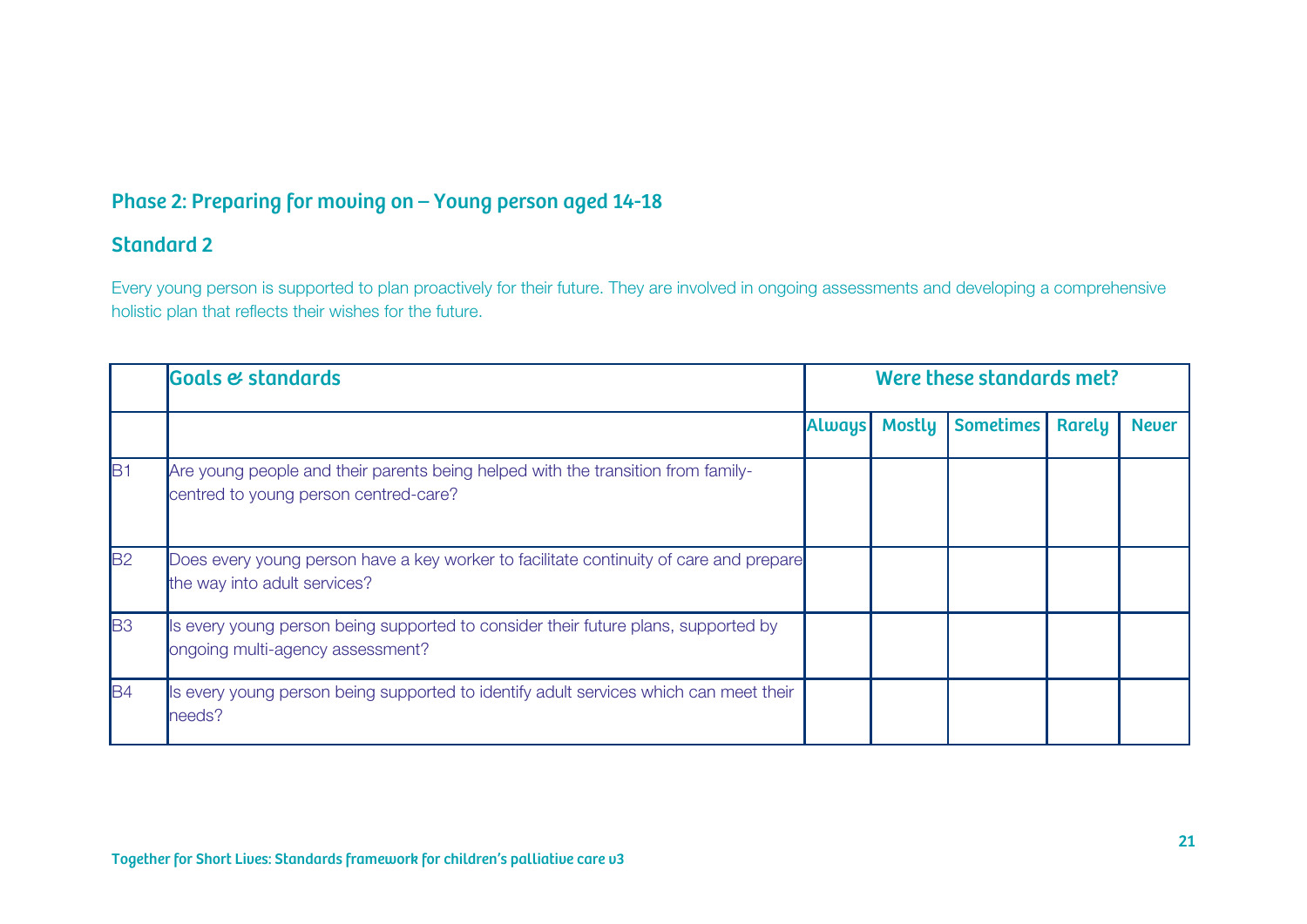## Phase 2: Preparing for moving on – Young person aged 14-18

### Standard 2

Every young person is supported to plan proactively for their future. They are involved in ongoing assessments and developing a comprehensive holistic plan that reflects their wishes for the future.

| | Goals & standards | Were these standards met? | | | | |
|---|---|---|---|---|---|---|
| | | Always | Mostly | Sometimes | Rarely | Never |
| B1 | Are young people and their parents being helped with the transition from family-centred to young person centred-care? | | | | | |
| B2 | Does every young person have a key worker to facilitate continuity of care and prepare the way into adult services? | | | | | |
| B3 | Is every young person being supported to consider their future plans, supported by ongoing multi-agency assessment? | | | | | |
| B4 | Is every young person being supported to identify adult services which can meet their needs? | | | | | |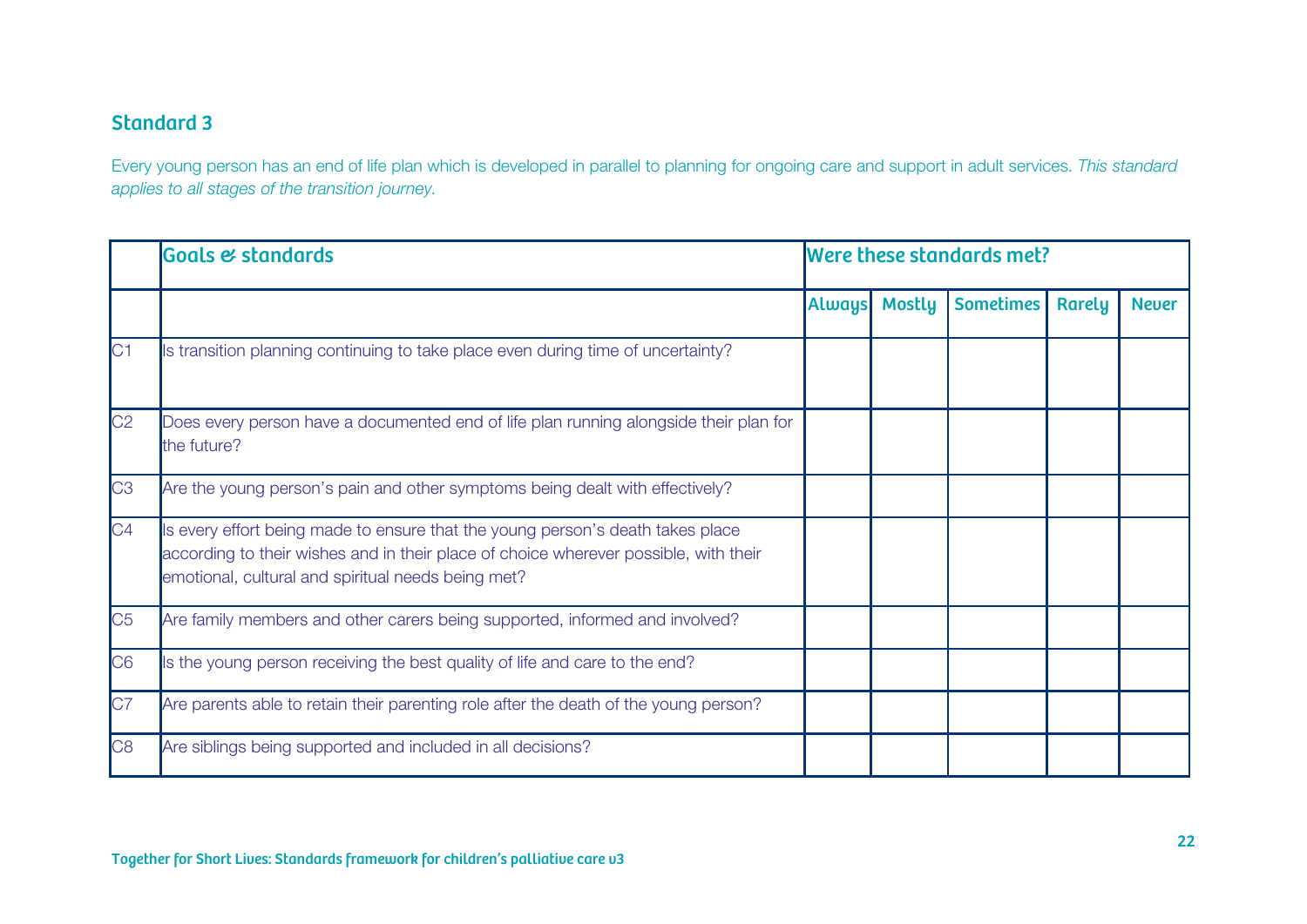## Standard 3

Every young person has an end of life plan which is developed in parallel to planning for ongoing care and support in adult services. *This standard applies to all stages of the transition journey.*

| | Goals & standards | Were these standards met? | | | | |
|---|---|---|---|---|---|---|
| | | Always | Mostly | Sometimes | Rarely | Never |
| C1 | Is transition planning continuing to take place even during time of uncertainty? | | | | | |
| C2 | Does every person have a documented end of life plan running alongside their plan for the future? | | | | | |
| C3 | Are the young person's pain and other symptoms being dealt with effectively? | | | | | |
| C4 | Is every effort being made to ensure that the young person's death takes place according to their wishes and in their place of choice wherever possible, with their emotional, cultural and spiritual needs being met? | | | | | |
| C5 | Are family members and other carers being supported, informed and involved? | | | | | |
| C6 | Is the young person receiving the best quality of life and care to the end? | | | | | |
| C7 | Are parents able to retain their parenting role after the death of the young person? | | | | | |
| C8 | Are siblings being supported and included in all decisions? | | | | | |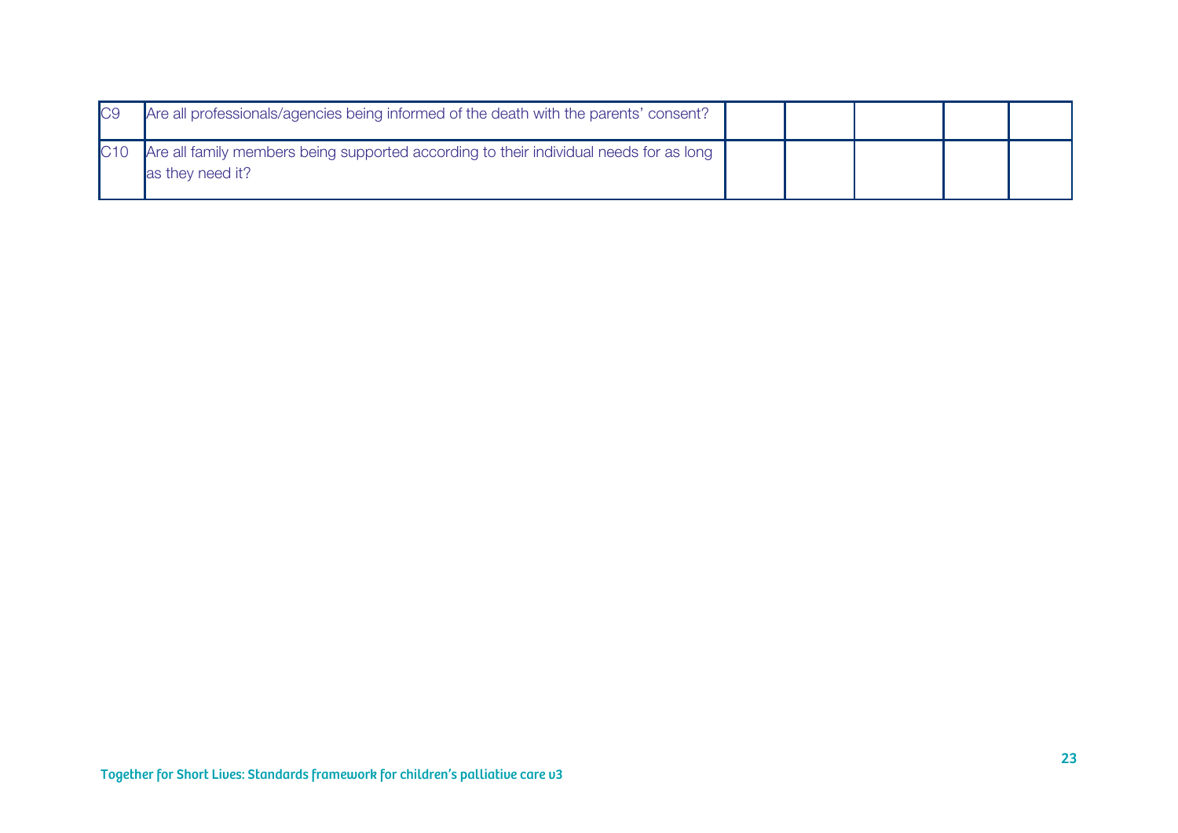| | | | | | | |
|---|---|---|---|---|---|---|
| C9 | Are all professionals/agencies being informed of the death with the parents' consent? | | | | | |
| C10 | Are all family members being supported according to their individual needs for as long as they need it? | | | | | |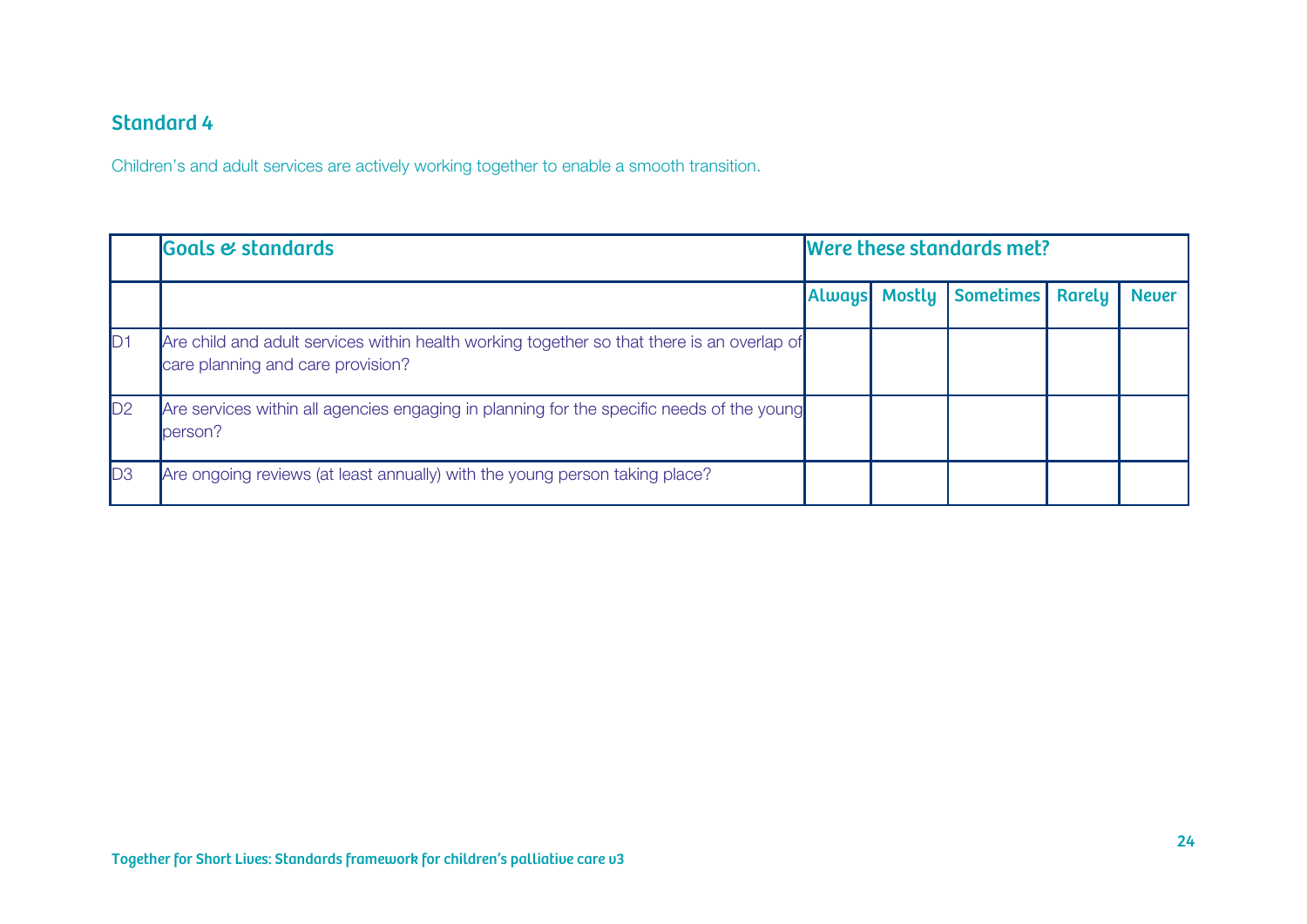## Standard 4

Children's and adult services are actively working together to enable a smooth transition.

| | Goals & standards | Were these standards met? | | | | |
|---|---|---|---|---|---|---|
| | | Always | Mostly | Sometimes | Rarely | Never |
| D1 | Are child and adult services within health working together so that there is an overlap of care planning and care provision? | | | | | |
| D2 | Are services within all agencies engaging in planning for the specific needs of the young person? | | | | | |
| D3 | Are ongoing reviews (at least annually) with the young person taking place? | | | | | |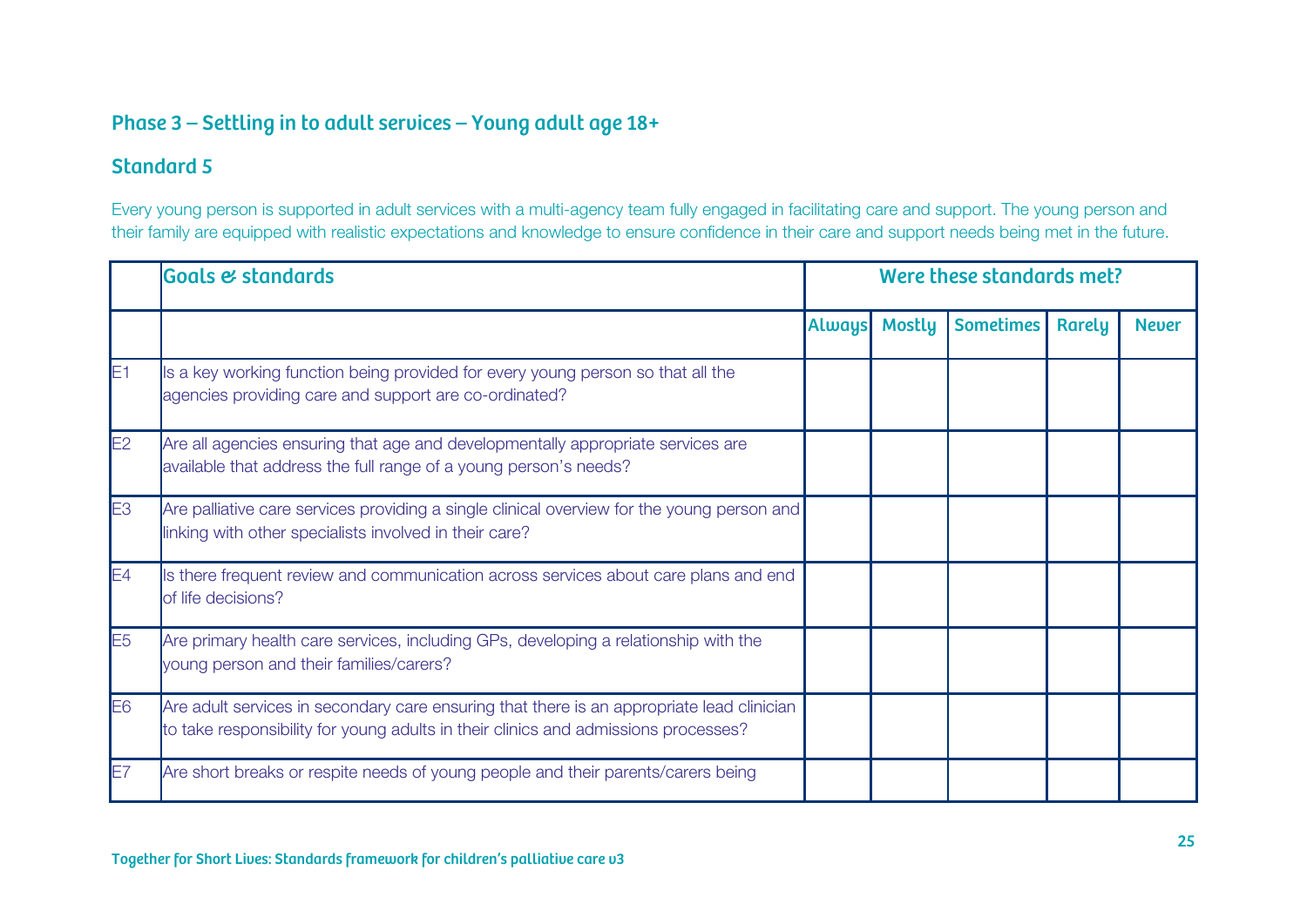## Phase 3 – Settling in to adult services – Young adult age 18+

### Standard 5

Every young person is supported in adult services with a multi-agency team fully engaged in facilitating care and support. The young person and their family are equipped with realistic expectations and knowledge to ensure confidence in their care and support needs being met in the future.

| | Goals & standards | Were these standards met? | | | | |
|---|---|---|---|---|---|---|
| | | Always | Mostly | Sometimes | Rarely | Never |
| E1 | Is a key working function being provided for every young person so that all the agencies providing care and support are co-ordinated? | | | | | |
| E2 | Are all agencies ensuring that age and developmentally appropriate services are available that address the full range of a young person's needs? | | | | | |
| E3 | Are palliative care services providing a single clinical overview for the young person and linking with other specialists involved in their care? | | | | | |
| E4 | Is there frequent review and communication across services about care plans and end of life decisions? | | | | | |
| E5 | Are primary health care services, including GPs, developing a relationship with the young person and their families/carers? | | | | | |
| E6 | Are adult services in secondary care ensuring that there is an appropriate lead clinician to take responsibility for young adults in their clinics and admissions processes? | | | | | |
| E7 | Are short breaks or respite needs of young people and their parents/carers being | | | | | |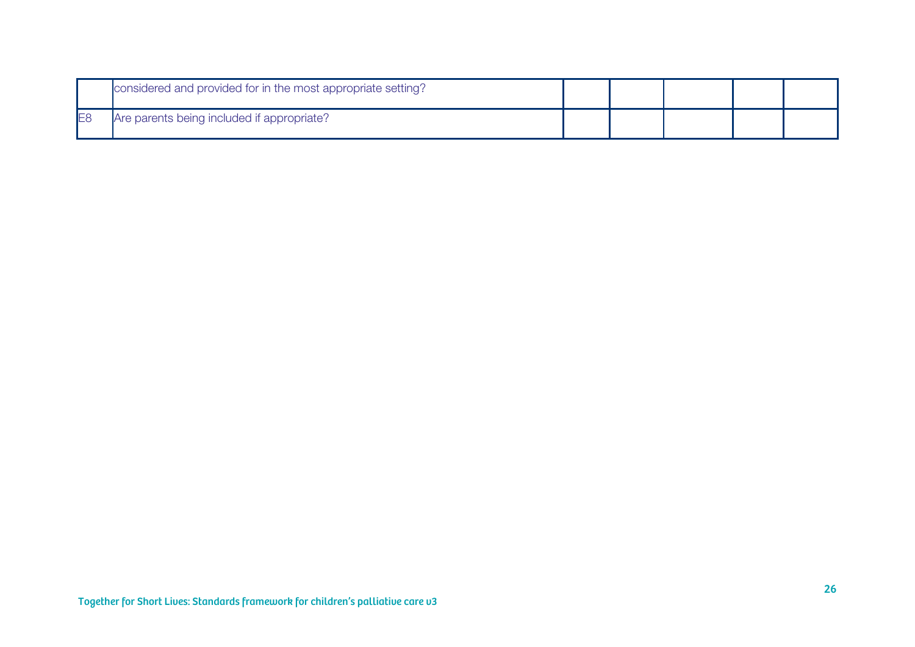| | | | | | | |
|---|---|---|---|---|---|---|
| | considered and provided for in the most appropriate setting? | | | | | |
| E8 | Are parents being included if appropriate? | | | | | |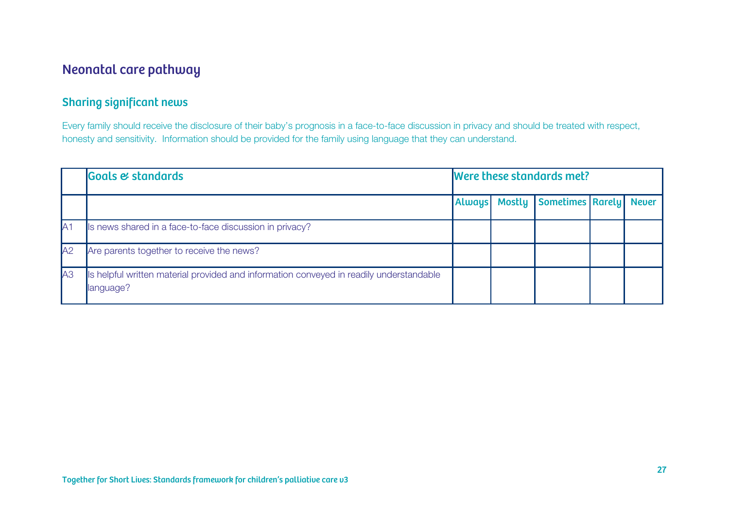# Neonatal care pathway

## Sharing significant news

Every family should receive the disclosure of their baby's prognosis in a face-to-face discussion in privacy and should be treated with respect, honesty and sensitivity. Information should be provided for the family using language that they can understand.

| | Goals & standards | Were these standards met? | | | | |
|---|---|---|---|---|---|---|
| | | Always | Mostly | Sometimes | Rarely | Never |
| A1 | Is news shared in a face-to-face discussion in privacy? | | | | | |
| A2 | Are parents together to receive the news? | | | | | |
| A3 | Is helpful written material provided and information conveyed in readily understandable language? | | | | | |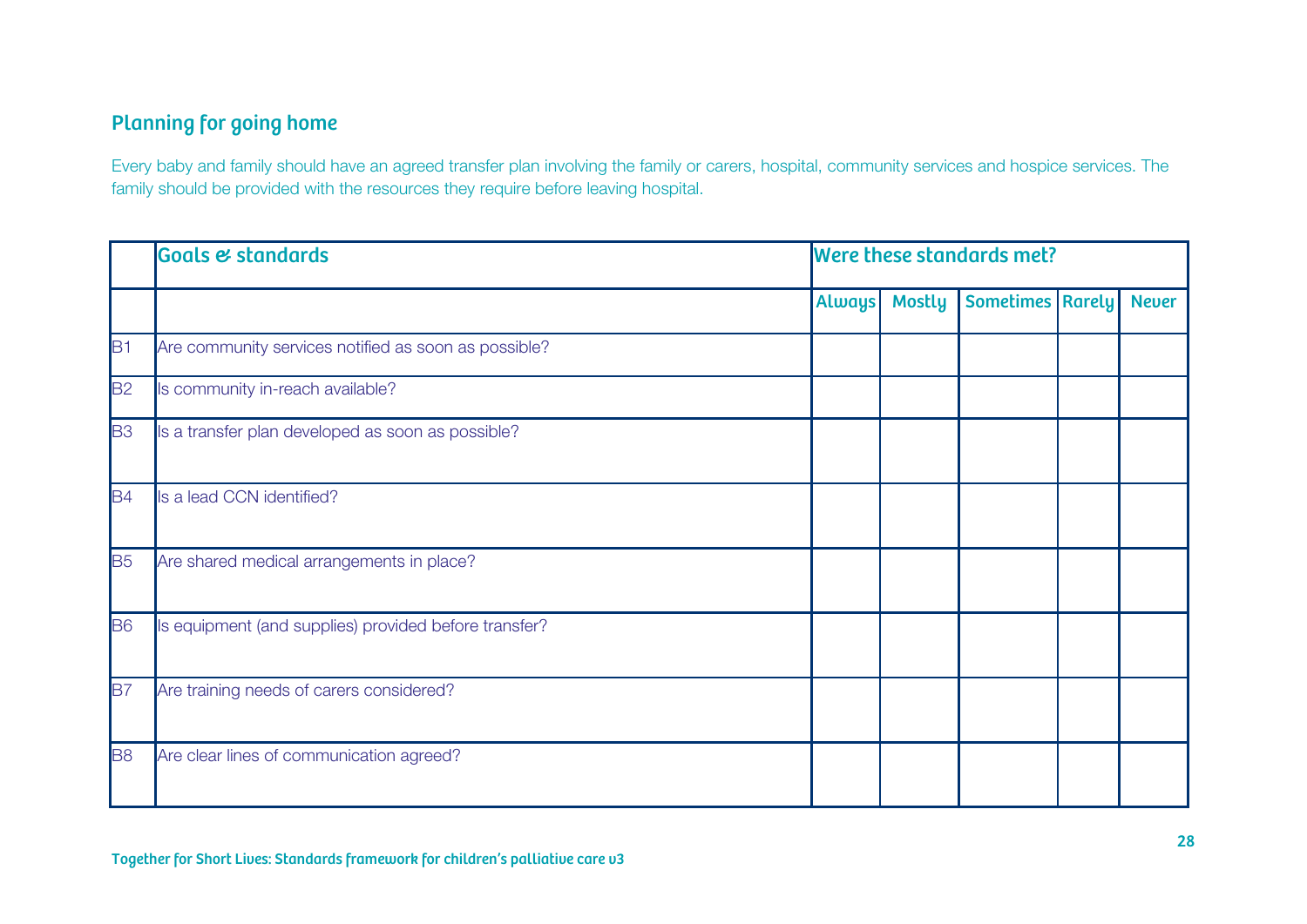## Planning for going home

Every baby and family should have an agreed transfer plan involving the family or carers, hospital, community services and hospice services. The family should be provided with the resources they require before leaving hospital.

| | Goals & standards | Were these standards met? | | | | |
|---|---|---|---|---|---|---|
| | | Always | Mostly | Sometimes | Rarely | Never |
| B1 | Are community services notified as soon as possible? | | | | | |
| B2 | Is community in-reach available? | | | | | |
| B3 | Is a transfer plan developed as soon as possible? | | | | | |
| B4 | Is a lead CCN identified? | | | | | |
| B5 | Are shared medical arrangements in place? | | | | | |
| B6 | Is equipment (and supplies) provided before transfer? | | | | | |
| B7 | Are training needs of carers considered? | | | | | |
| B8 | Are clear lines of communication agreed? | | | | | |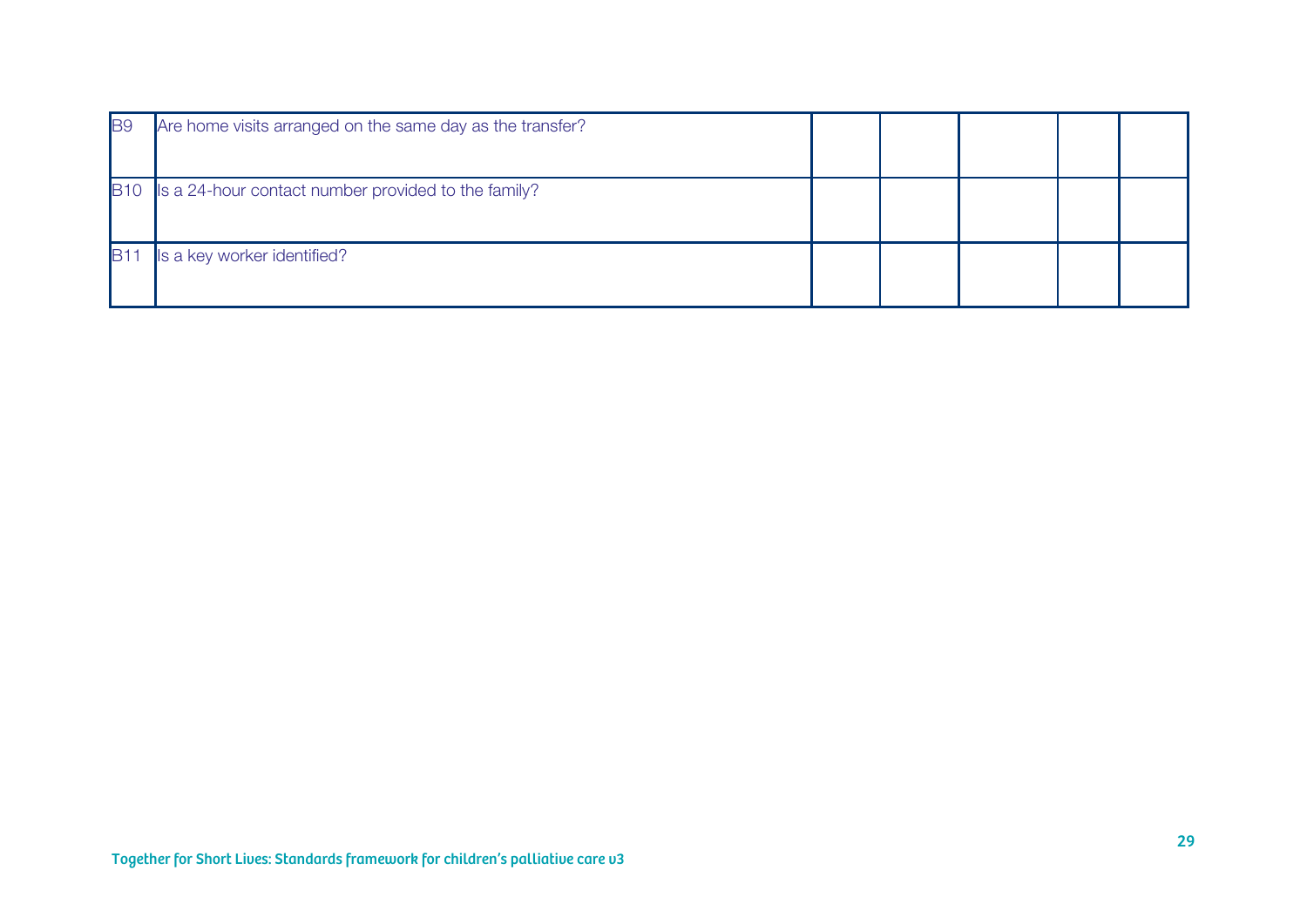| | | | | | | |
|---|---|---|---|---|---|---|
| B9 | Are home visits arranged on the same day as the transfer? | | | | | |
| B10 | Is a 24-hour contact number provided to the family? | | | | | |
| B11 | Is a key worker identified? | | | | | |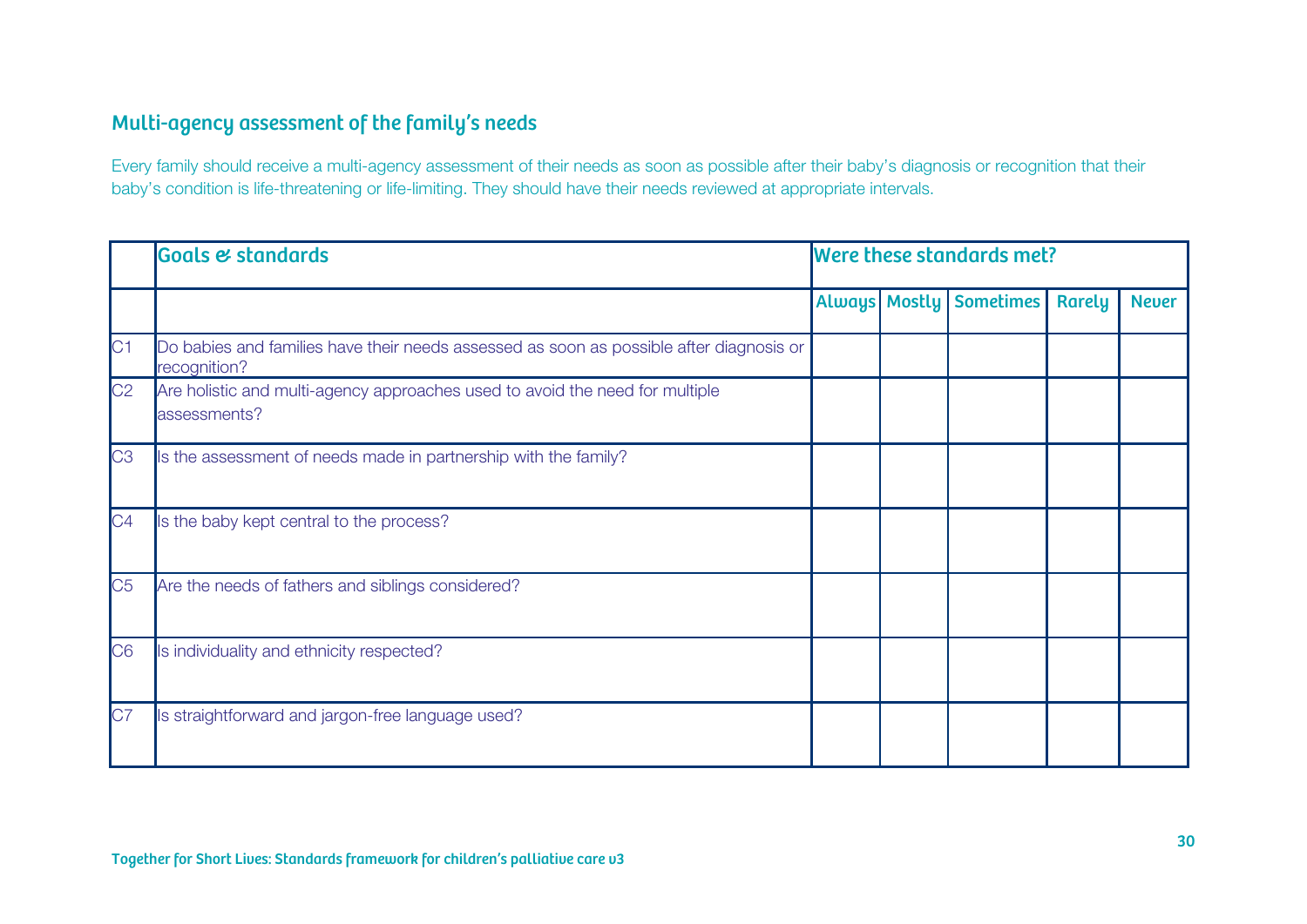## Multi-agency assessment of the family's needs

Every family should receive a multi-agency assessment of their needs as soon as possible after their baby's diagnosis or recognition that their baby's condition is life-threatening or life-limiting. They should have their needs reviewed at appropriate intervals.

| | Goals & standards | Were these standards met? | | | | |
|---|---|---|---|---|---|---|
| | | Always | Mostly | Sometimes | Rarely | Never |
| C1 | Do babies and families have their needs assessed as soon as possible after diagnosis or recognition? | | | | | |
| C2 | Are holistic and multi-agency approaches used to avoid the need for multiple assessments? | | | | | |
| C3 | Is the assessment of needs made in partnership with the family? | | | | | |
| C4 | Is the baby kept central to the process? | | | | | |
| C5 | Are the needs of fathers and siblings considered? | | | | | |
| C6 | Is individuality and ethnicity respected? | | | | | |
| C7 | Is straightforward and jargon-free language used? | | | | | |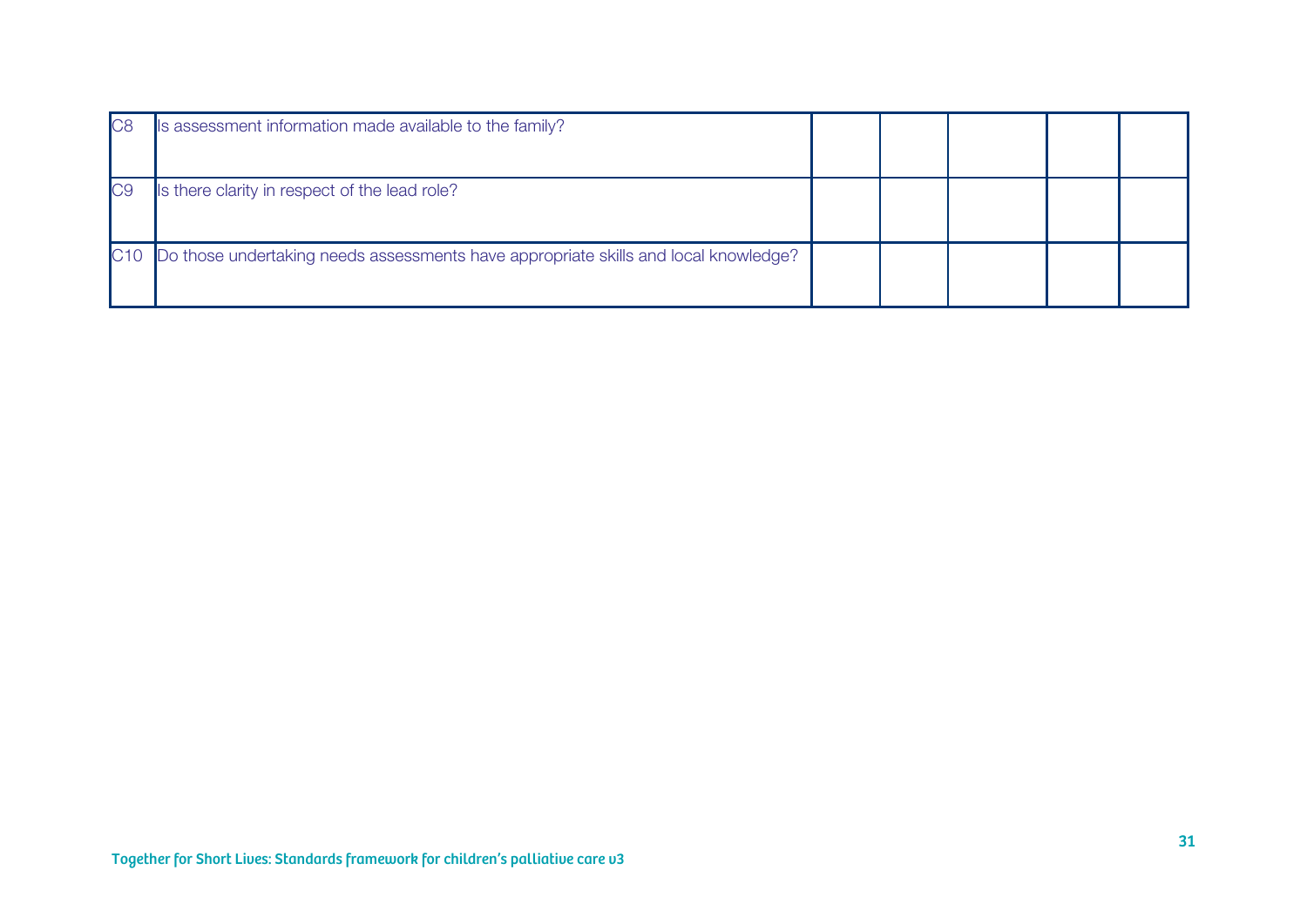| | | | | | | |
|---|---|---|---|---|---|---|
| C8 | Is assessment information made available to the family? | | | | | |
| C9 | Is there clarity in respect of the lead role? | | | | | |
| C10 | Do those undertaking needs assessments have appropriate skills and local knowledge? | | | | | |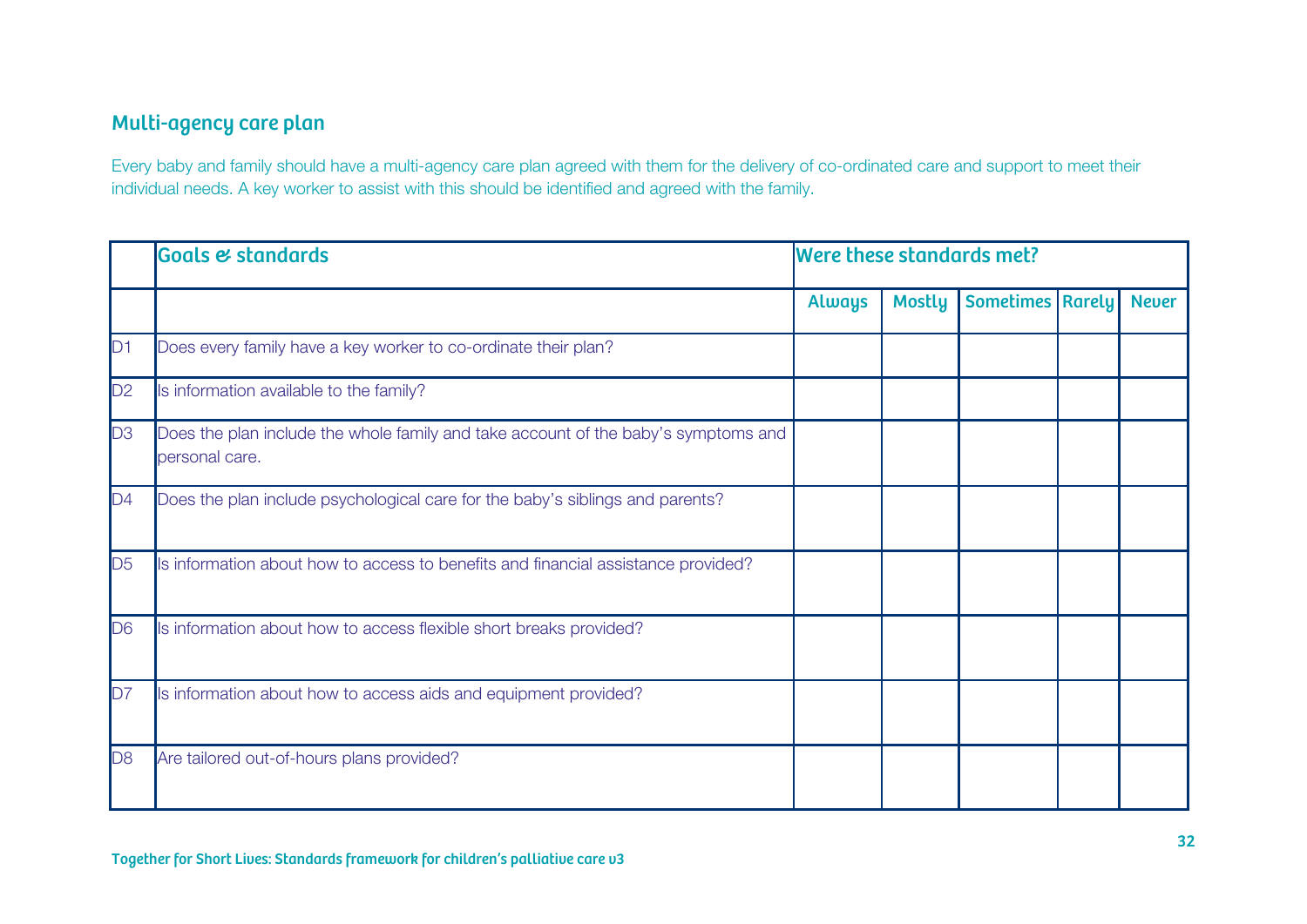## Multi-agency care plan

Every baby and family should have a multi-agency care plan agreed with them for the delivery of co-ordinated care and support to meet their individual needs. A key worker to assist with this should be identified and agreed with the family.

| | Goals & standards | Were these standards met? | | | | |
|---|---|---|---|---|---|---|
| | | Always | Mostly | Sometimes | Rarely | Never |
| D1 | Does every family have a key worker to co-ordinate their plan? | | | | | |
| D2 | Is information available to the family? | | | | | |
| D3 | Does the plan include the whole family and take account of the baby's symptoms and personal care. | | | | | |
| D4 | Does the plan include psychological care for the baby's siblings and parents? | | | | | |
| D5 | Is information about how to access to benefits and financial assistance provided? | | | | | |
| D6 | Is information about how to access flexible short breaks provided? | | | | | |
| D7 | Is information about how to access aids and equipment provided? | | | | | |
| D8 | Are tailored out-of-hours plans provided? | | | | | |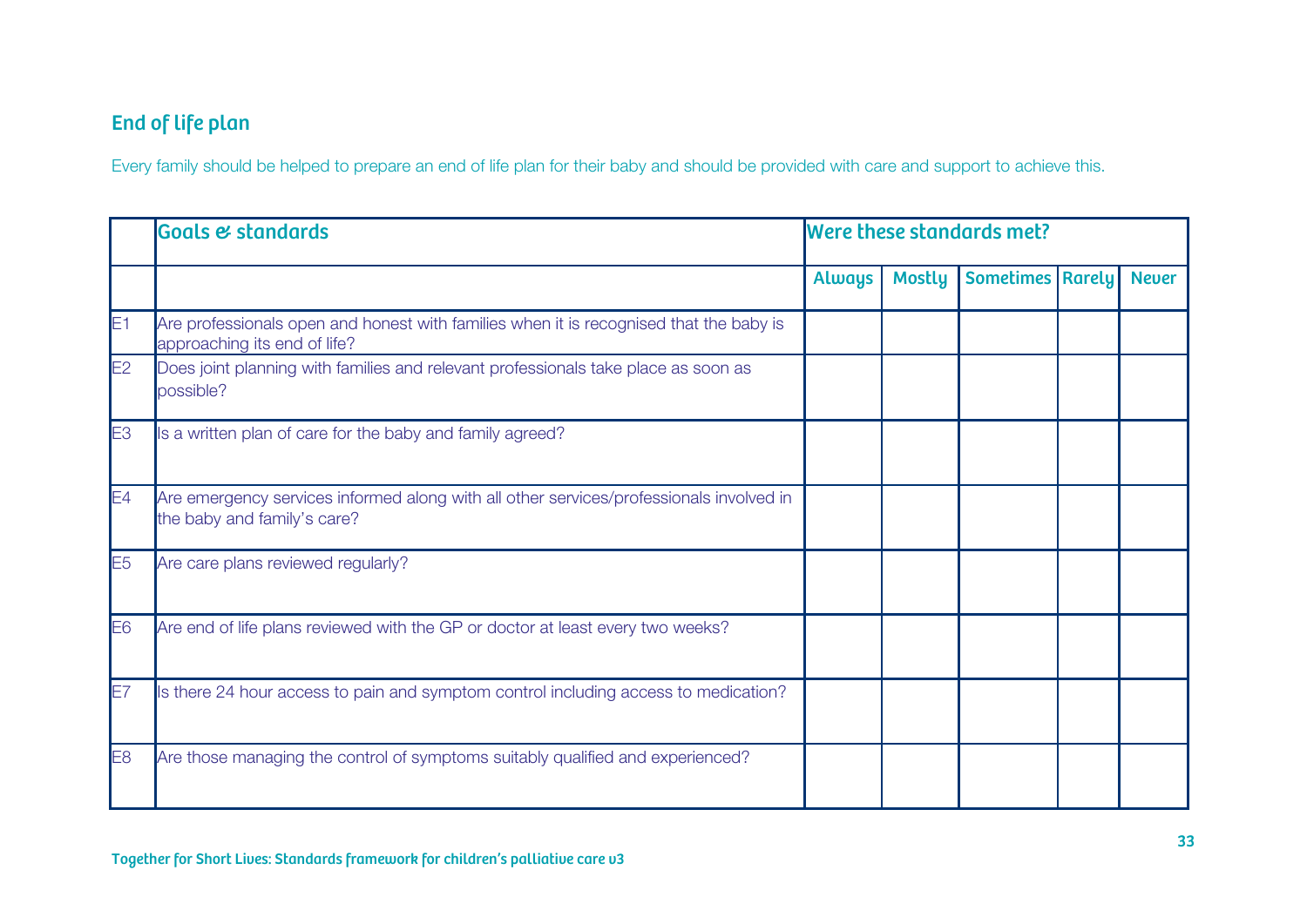## End of life plan

Every family should be helped to prepare an end of life plan for their baby and should be provided with care and support to achieve this.

| | Goals & standards | Were these standards met? | | | | |
|---|---|---|---|---|---|---|
| | | Always | Mostly | Sometimes | Rarely | Never |
| E1 | Are professionals open and honest with families when it is recognised that the baby is approaching its end of life? | | | | | |
| E2 | Does joint planning with families and relevant professionals take place as soon as possible? | | | | | |
| E3 | Is a written plan of care for the baby and family agreed? | | | | | |
| E4 | Are emergency services informed along with all other services/professionals involved in the baby and family's care? | | | | | |
| E5 | Are care plans reviewed regularly? | | | | | |
| E6 | Are end of life plans reviewed with the GP or doctor at least every two weeks? | | | | | |
| E7 | Is there 24 hour access to pain and symptom control including access to medication? | | | | | |
| E8 | Are those managing the control of symptoms suitably qualified and experienced? | | | | | |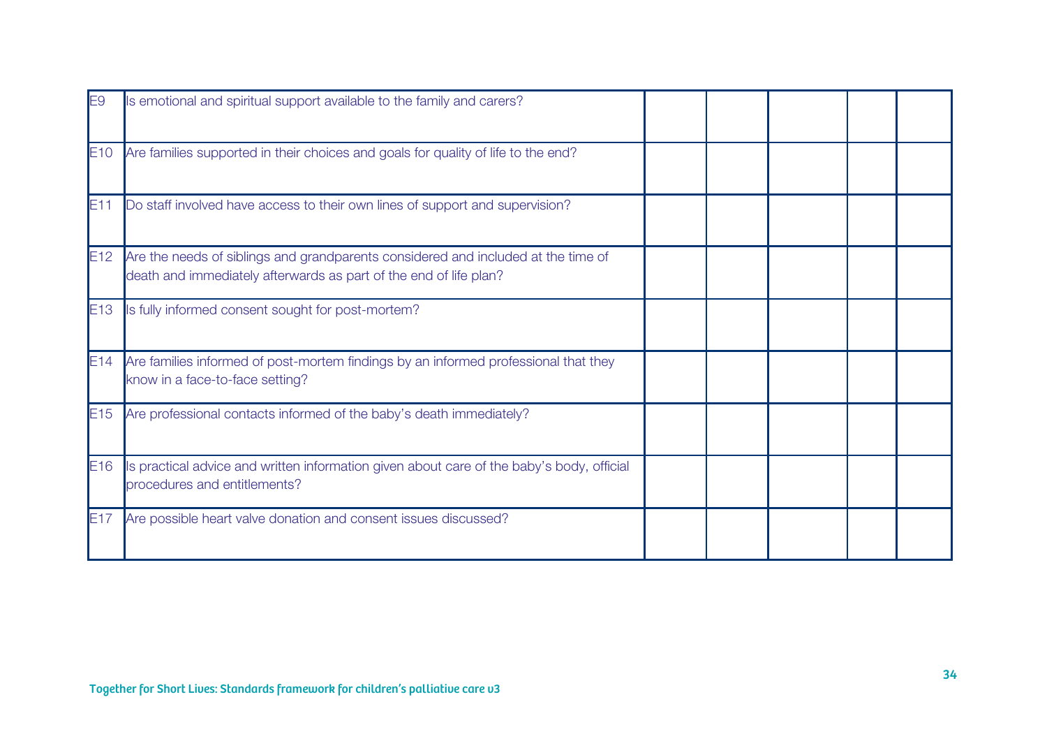| | | | | | | |
|---|---|---|---|---|---|---|
| E9 | Is emotional and spiritual support available to the family and carers? | | | | | |
| E10 | Are families supported in their choices and goals for quality of life to the end? | | | | | |
| E11 | Do staff involved have access to their own lines of support and supervision? | | | | | |
| E12 | Are the needs of siblings and grandparents considered and included at the time of death and immediately afterwards as part of the end of life plan? | | | | | |
| E13 | Is fully informed consent sought for post-mortem? | | | | | |
| E14 | Are families informed of post-mortem findings by an informed professional that they know in a face-to-face setting? | | | | | |
| E15 | Are professional contacts informed of the baby's death immediately? | | | | | |
| E16 | Is practical advice and written information given about care of the baby's body, official procedures and entitlements? | | | | | |
| E17 | Are possible heart valve donation and consent issues discussed? | | | | | |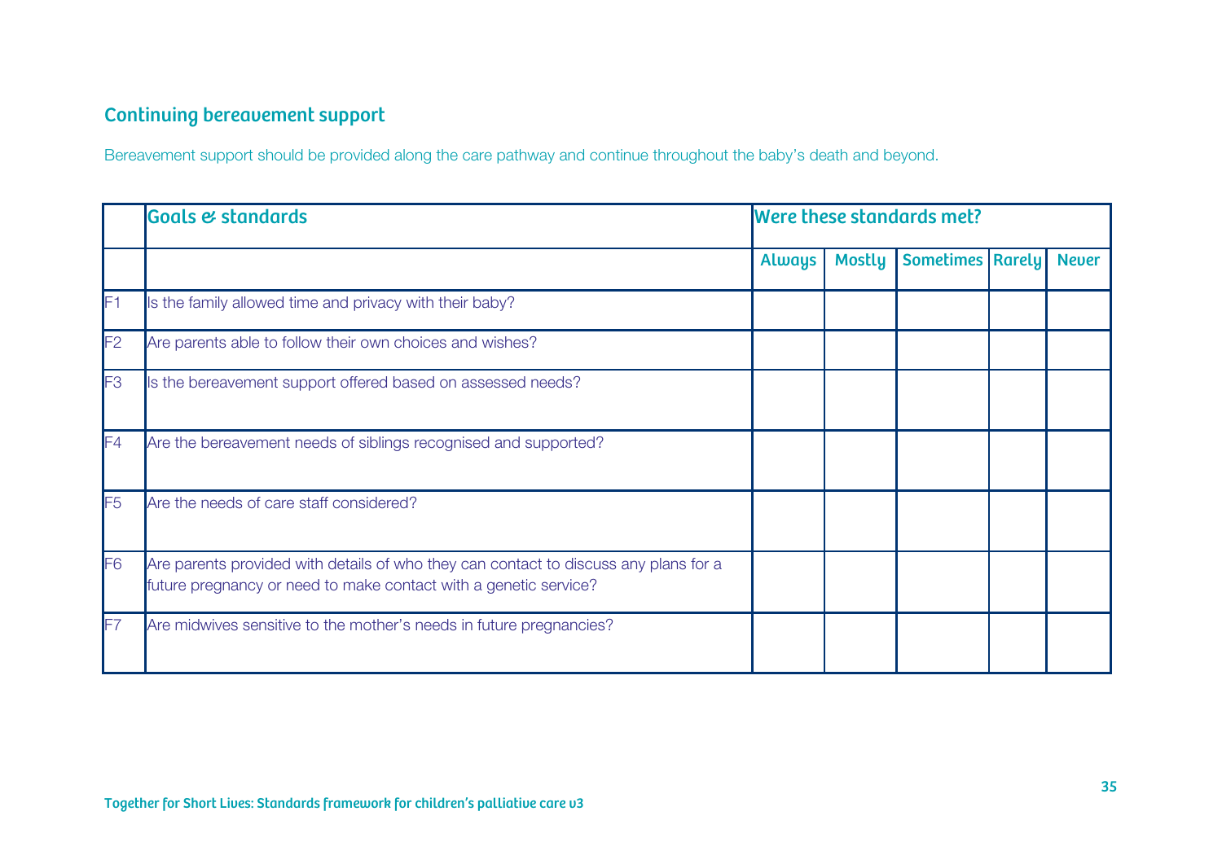## Continuing bereavement support

Bereavement support should be provided along the care pathway and continue throughout the baby's death and beyond.

| | Goals & standards | Were these standards met? | | | | |
|---|---|---|---|---|---|---|
| | | Always | Mostly | Sometimes | Rarely | Never |
| F1 | Is the family allowed time and privacy with their baby? | | | | | |
| F2 | Are parents able to follow their own choices and wishes? | | | | | |
| F3 | Is the bereavement support offered based on assessed needs? | | | | | |
| F4 | Are the bereavement needs of siblings recognised and supported? | | | | | |
| F5 | Are the needs of care staff considered? | | | | | |
| F6 | Are parents provided with details of who they can contact to discuss any plans for a future pregnancy or need to make contact with a genetic service? | | | | | |
| F7 | Are midwives sensitive to the mother's needs in future pregnancies? | | | | | |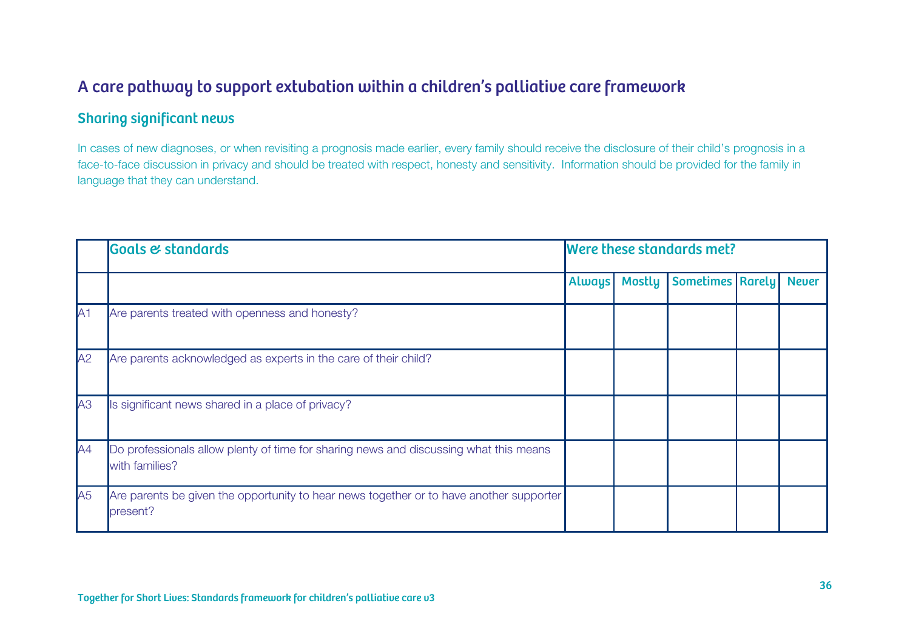# A care pathway to support extubation within a children's palliative care framework

## Sharing significant news

In cases of new diagnoses, or when revisiting a prognosis made earlier, every family should receive the disclosure of their child's prognosis in a face-to-face discussion in privacy and should be treated with respect, honesty and sensitivity. Information should be provided for the family in language that they can understand.

| | Goals & standards | Were these standards met? | | | | |
|---|---|---|---|---|---|---|
| | | Always | Mostly | Sometimes | Rarely | Never |
| A1 | Are parents treated with openness and honesty? | | | | | |
| A2 | Are parents acknowledged as experts in the care of their child? | | | | | |
| A3 | Is significant news shared in a place of privacy? | | | | | |
| A4 | Do professionals allow plenty of time for sharing news and discussing what this means with families? | | | | | |
| A5 | Are parents be given the opportunity to hear news together or to have another supporter present? | | | | | |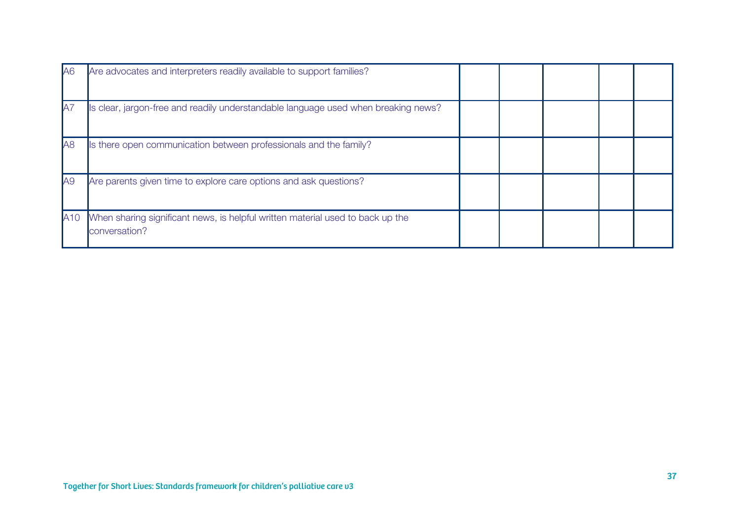| | | | | | | |
|---|---|---|---|---|---|---|
| A6 | Are advocates and interpreters readily available to support families? | | | | | |
| A7 | Is clear, jargon-free and readily understandable language used when breaking news? | | | | | |
| A8 | Is there open communication between professionals and the family? | | | | | |
| A9 | Are parents given time to explore care options and ask questions? | | | | | |
| A10 | When sharing significant news, is helpful written material used to back up the conversation? | | | | | |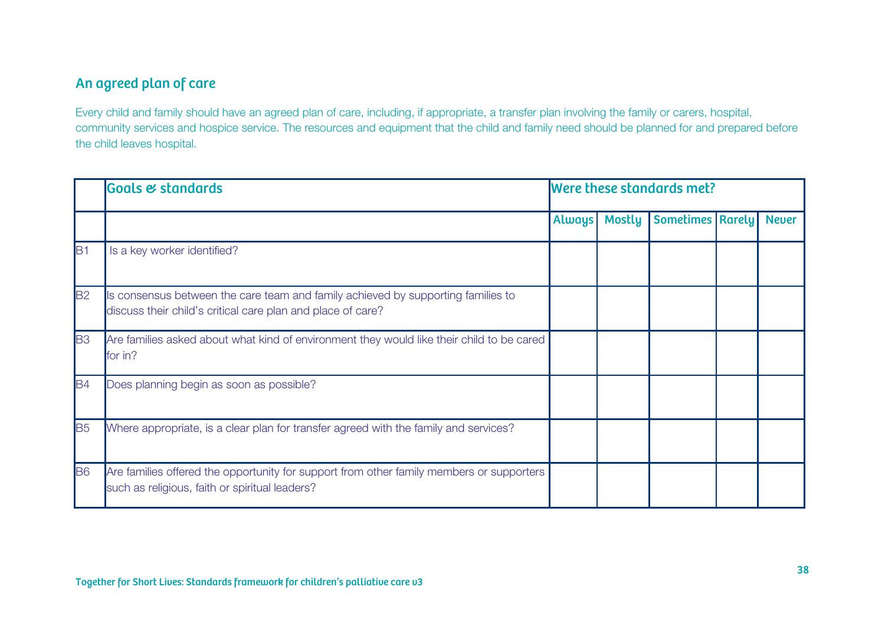## An agreed plan of care

Every child and family should have an agreed plan of care, including, if appropriate, a transfer plan involving the family or carers, hospital, community services and hospice service. The resources and equipment that the child and family need should be planned for and prepared before the child leaves hospital.

| | Goals & standards | Were these standards met? | | | | |
|---|---|---|---|---|---|---|
| | | Always | Mostly | Sometimes | Rarely | Never |
| B1 | Is a key worker identified? | | | | | |
| B2 | Is consensus between the care team and family achieved by supporting families to discuss their child's critical care plan and place of care? | | | | | |
| B3 | Are families asked about what kind of environment they would like their child to be cared for in? | | | | | |
| B4 | Does planning begin as soon as possible? | | | | | |
| B5 | Where appropriate, is a clear plan for transfer agreed with the family and services? | | | | | |
| B6 | Are families offered the opportunity for support from other family members or supporters such as religious, faith or spiritual leaders? | | | | | |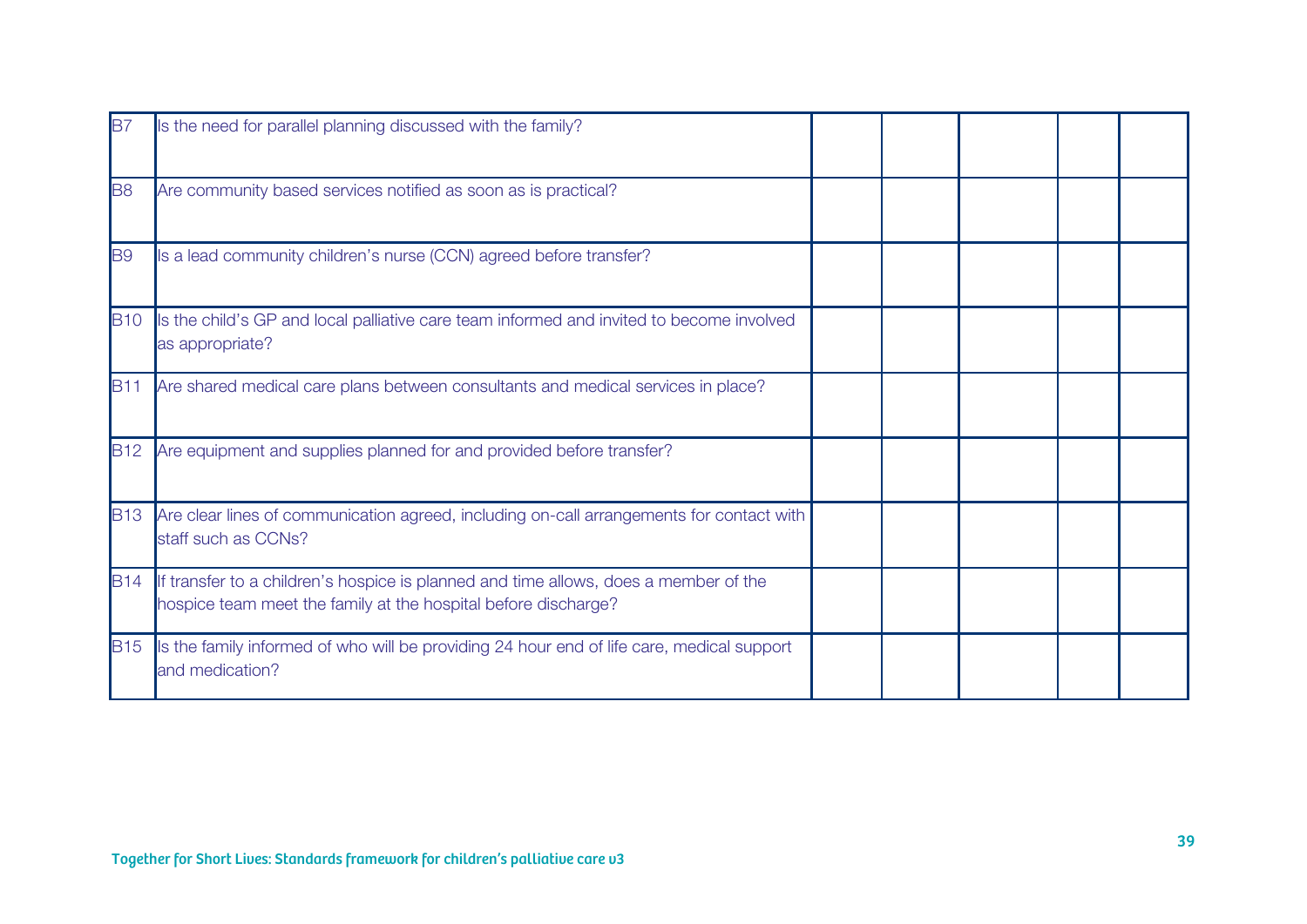| | | | | | | |
|---|---|---|---|---|---|---|
| B7 | Is the need for parallel planning discussed with the family? | | | | | |
| B8 | Are community based services notified as soon as is practical? | | | | | |
| B9 | Is a lead community children's nurse (CCN) agreed before transfer? | | | | | |
| B10 | Is the child's GP and local palliative care team informed and invited to become involved as appropriate? | | | | | |
| B11 | Are shared medical care plans between consultants and medical services in place? | | | | | |
| B12 | Are equipment and supplies planned for and provided before transfer? | | | | | |
| B13 | Are clear lines of communication agreed, including on-call arrangements for contact with staff such as CCNs? | | | | | |
| B14 | If transfer to a children's hospice is planned and time allows, does a member of the hospice team meet the family at the hospital before discharge? | | | | | |
| B15 | Is the family informed of who will be providing 24 hour end of life care, medical support and medication? | | | | | |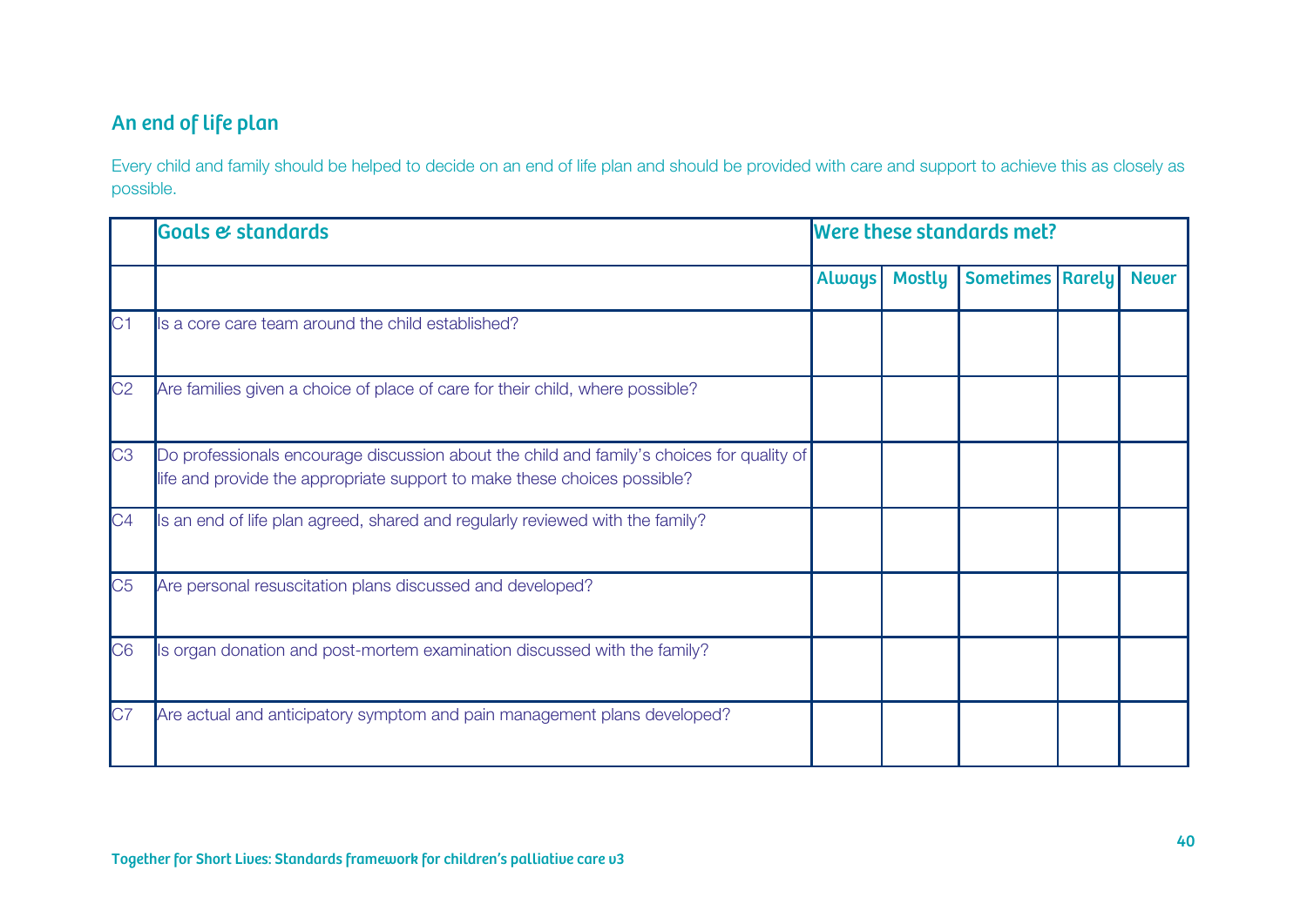## An end of life plan

Every child and family should be helped to decide on an end of life plan and should be provided with care and support to achieve this as closely as possible.

| | Goals & standards | Were these standards met? | | | | |
|---|---|---|---|---|---|---|
| | | Always | Mostly | Sometimes | Rarely | Never |
| C1 | Is a core care team around the child established? | | | | | |
| C2 | Are families given a choice of place of care for their child, where possible? | | | | | |
| C3 | Do professionals encourage discussion about the child and family's choices for quality of life and provide the appropriate support to make these choices possible? | | | | | |
| C4 | Is an end of life plan agreed, shared and regularly reviewed with the family? | | | | | |
| C5 | Are personal resuscitation plans discussed and developed? | | | | | |
| C6 | Is organ donation and post-mortem examination discussed with the family? | | | | | |
| C7 | Are actual and anticipatory symptom and pain management plans developed? | | | | | |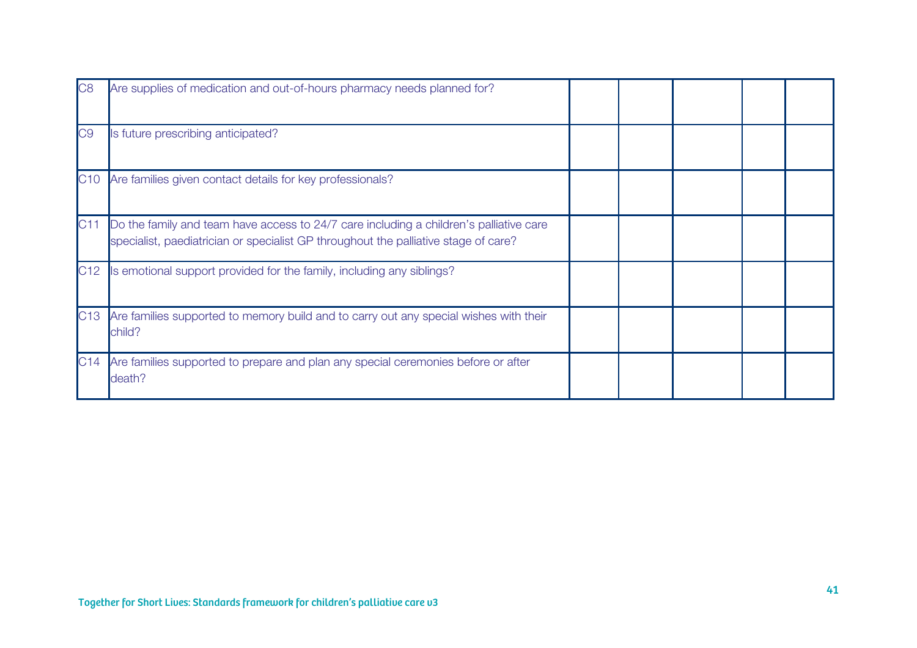| | | | | | | |
|---|---|---|---|---|---|---|
| C8 | Are supplies of medication and out-of-hours pharmacy needs planned for? | | | | | |
| C9 | Is future prescribing anticipated? | | | | | |
| C10 | Are families given contact details for key professionals? | | | | | |
| C11 | Do the family and team have access to 24/7 care including a children's palliative care specialist, paediatrician or specialist GP throughout the palliative stage of care? | | | | | |
| C12 | Is emotional support provided for the family, including any siblings? | | | | | |
| C13 | Are families supported to memory build and to carry out any special wishes with their child? | | | | | |
| C14 | Are families supported to prepare and plan any special ceremonies before or after death? | | | | | |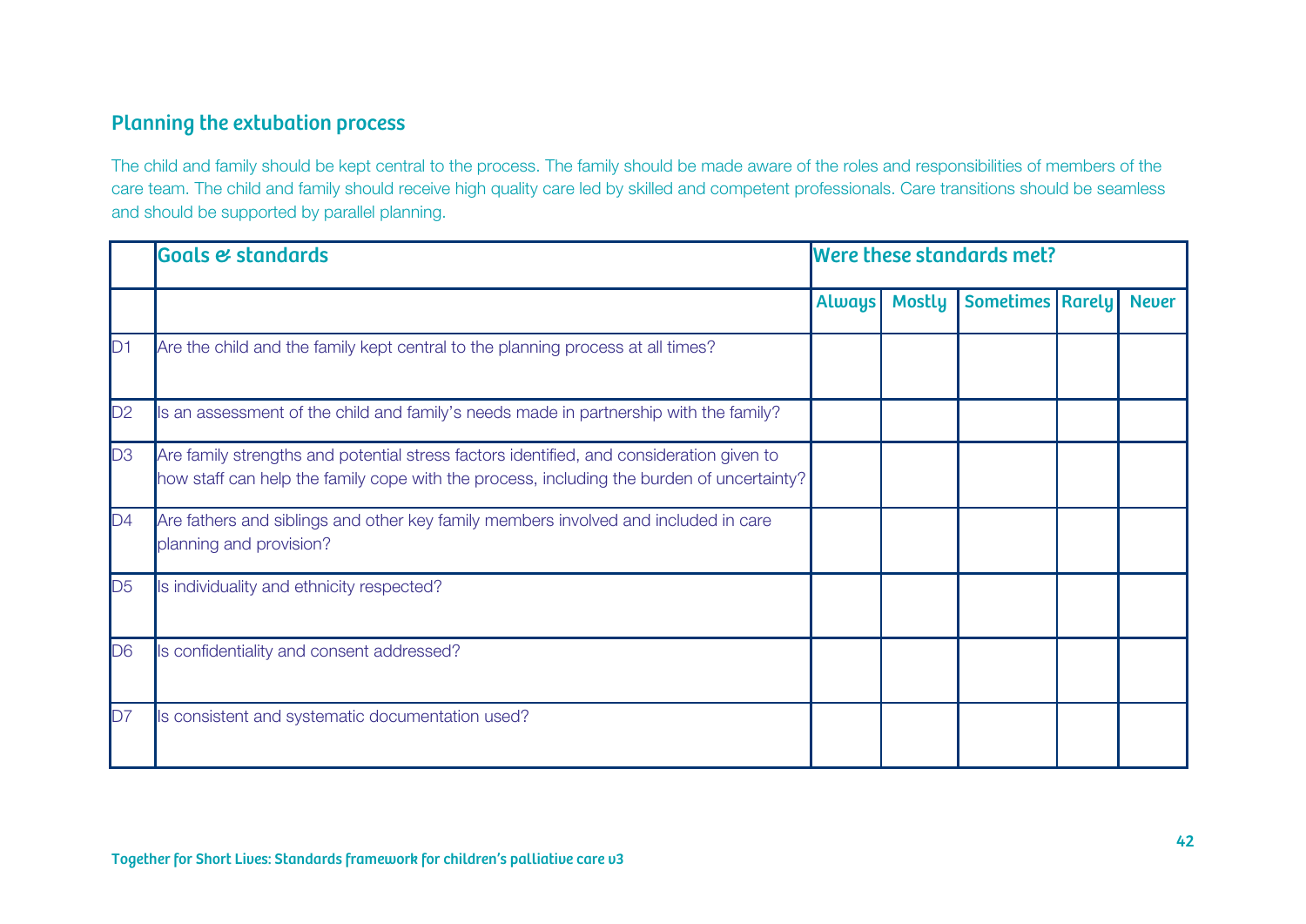## Planning the extubation process

The child and family should be kept central to the process. The family should be made aware of the roles and responsibilities of members of the care team. The child and family should receive high quality care led by skilled and competent professionals. Care transitions should be seamless and should be supported by parallel planning.

| | Goals & standards | Were these standards met? | | | | |
|---|---|---|---|---|---|---|
| | | Always | Mostly | Sometimes | Rarely | Never |
| D1 | Are the child and the family kept central to the planning process at all times? | | | | | |
| D2 | Is an assessment of the child and family's needs made in partnership with the family? | | | | | |
| D3 | Are family strengths and potential stress factors identified, and consideration given to how staff can help the family cope with the process, including the burden of uncertainty? | | | | | |
| D4 | Are fathers and siblings and other key family members involved and included in care planning and provision? | | | | | |
| D5 | Is individuality and ethnicity respected? | | | | | |
| D6 | Is confidentiality and consent addressed? | | | | | |
| D7 | Is consistent and systematic documentation used? | | | | | |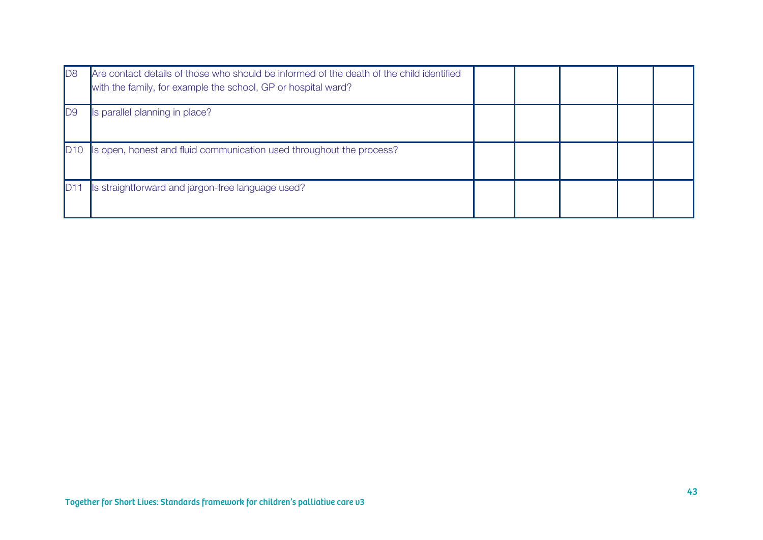| | | | | | | |
|---|---|---|---|---|---|---|
| D8 | Are contact details of those who should be informed of the death of the child identified with the family, for example the school, GP or hospital ward? | | | | | |
| D9 | Is parallel planning in place? | | | | | |
| D10 | Is open, honest and fluid communication used throughout the process? | | | | | |
| D11 | Is straightforward and jargon-free language used? | | | | | |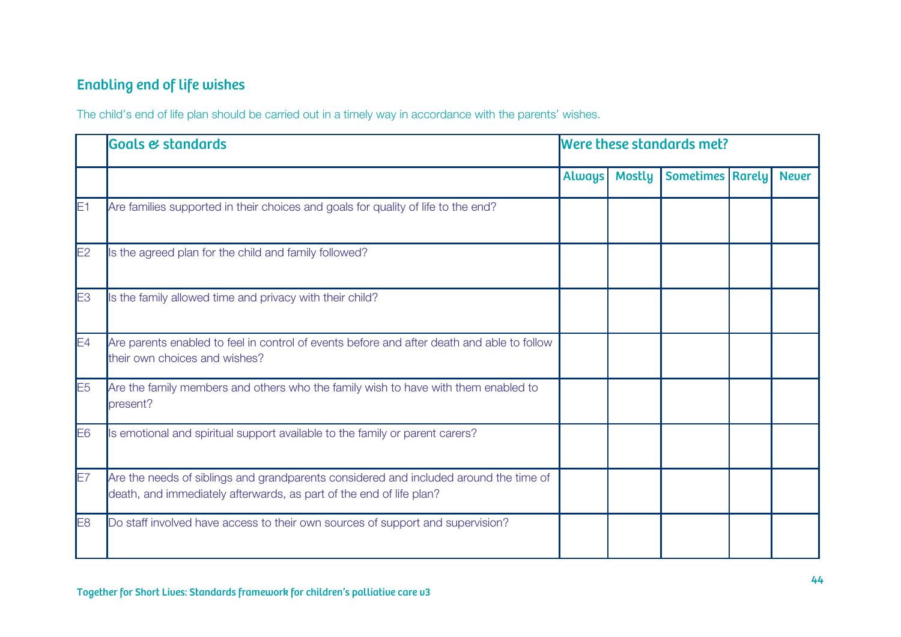## Enabling end of life wishes

The child's end of life plan should be carried out in a timely way in accordance with the parents' wishes.

| | Goals & standards | Were these standards met? | | | | |
|---|---|---|---|---|---|---|
| | | Always | Mostly | Sometimes | Rarely | Never |
| E1 | Are families supported in their choices and goals for quality of life to the end? | | | | | |
| E2 | Is the agreed plan for the child and family followed? | | | | | |
| E3 | Is the family allowed time and privacy with their child? | | | | | |
| E4 | Are parents enabled to feel in control of events before and after death and able to follow their own choices and wishes? | | | | | |
| E5 | Are the family members and others who the family wish to have with them enabled to present? | | | | | |
| E6 | Is emotional and spiritual support available to the family or parent carers? | | | | | |
| E7 | Are the needs of siblings and grandparents considered and included around the time of death, and immediately afterwards, as part of the end of life plan? | | | | | |
| E8 | Do staff involved have access to their own sources of support and supervision? | | | | | |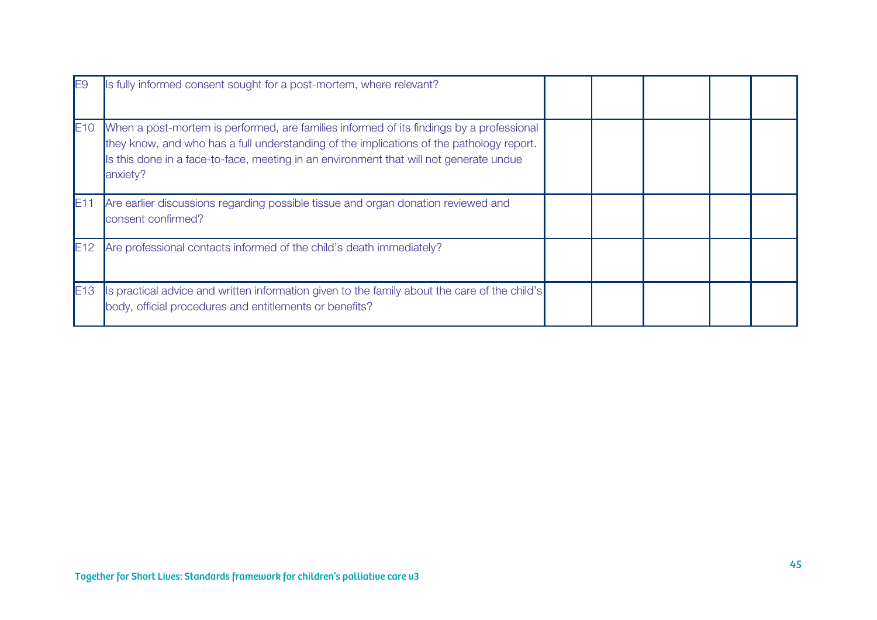| | | | | | | |
|---|---|---|---|---|---|---|
| E9 | Is fully informed consent sought for a post-mortem, where relevant? | | | | | |
| E10 | When a post-mortem is performed, are families informed of its findings by a professional they know, and who has a full understanding of the implications of the pathology report. Is this done in a face-to-face, meeting in an environment that will not generate undue anxiety? | | | | | |
| E11 | Are earlier discussions regarding possible tissue and organ donation reviewed and consent confirmed? | | | | | |
| E12 | Are professional contacts informed of the child's death immediately? | | | | | |
| E13 | Is practical advice and written information given to the family about the care of the child's body, official procedures and entitlements or benefits? | | | | | |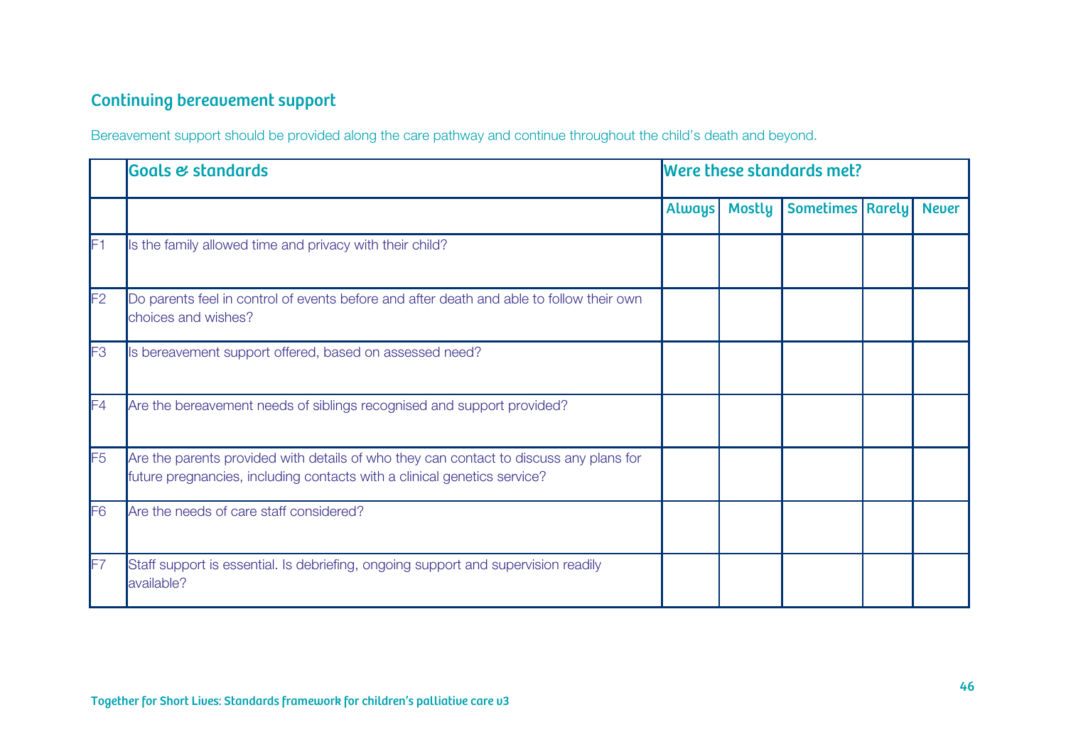## Continuing bereavement support

Bereavement support should be provided along the care pathway and continue throughout the child's death and beyond.

| | Goals & standards | Were these standards met? | | | | |
|---|---|---|---|---|---|---|
| | | Always | Mostly | Sometimes | Rarely | Never |
| F1 | Is the family allowed time and privacy with their child? | | | | | |
| F2 | Do parents feel in control of events before and after death and able to follow their own choices and wishes? | | | | | |
| F3 | Is bereavement support offered, based on assessed need? | | | | | |
| F4 | Are the bereavement needs of siblings recognised and support provided? | | | | | |
| F5 | Are the parents provided with details of who they can contact to discuss any plans for future pregnancies, including contacts with a clinical genetics service? | | | | | |
| F6 | Are the needs of care staff considered? | | | | | |
| F7 | Staff support is essential. Is debriefing, ongoing support and supervision readily available? | | | | | |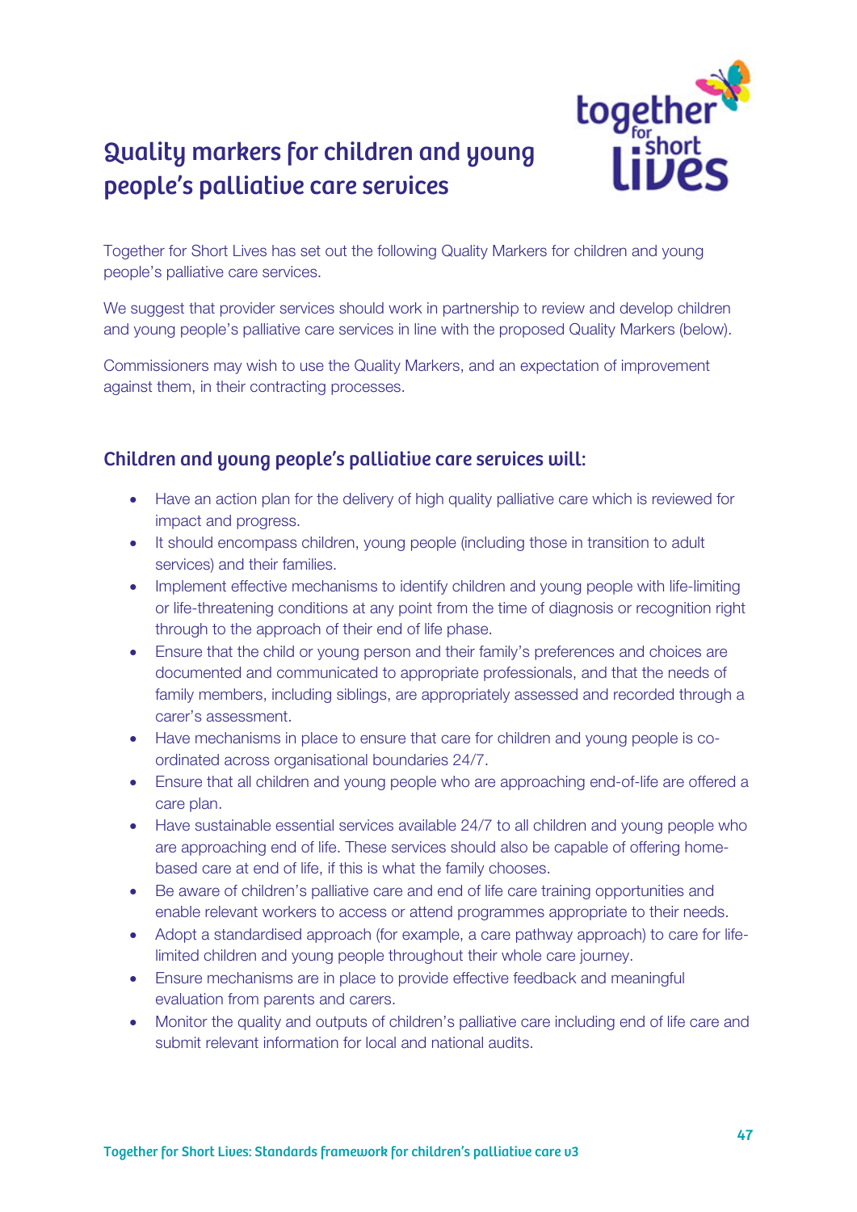# Quality markers for children and young people's palliative care services

Together for Short Lives has set out the following Quality Markers for children and young people's palliative care services.

We suggest that provider services should work in partnership to review and develop children and young people's palliative care services in line with the proposed Quality Markers (below).

Commissioners may wish to use the Quality Markers, and an expectation of improvement against them, in their contracting processes.

## Children and young people's palliative care services will:

- Have an action plan for the delivery of high quality palliative care which is reviewed for impact and progress.
- It should encompass children, young people (including those in transition to adult services) and their families.
- Implement effective mechanisms to identify children and young people with life-limiting or life-threatening conditions at any point from the time of diagnosis or recognition right through to the approach of their end of life phase.
- Ensure that the child or young person and their family's preferences and choices are documented and communicated to appropriate professionals, and that the needs of family members, including siblings, are appropriately assessed and recorded through a carer's assessment.
- Have mechanisms in place to ensure that care for children and young people is co-ordinated across organisational boundaries 24/7.
- Ensure that all children and young people who are approaching end-of-life are offered a care plan.
- Have sustainable essential services available 24/7 to all children and young people who are approaching end of life. These services should also be capable of offering home-based care at end of life, if this is what the family chooses.
- Be aware of children's palliative care and end of life care training opportunities and enable relevant workers to access or attend programmes appropriate to their needs.
- Adopt a standardised approach (for example, a care pathway approach) to care for life-limited children and young people throughout their whole care journey.
- Ensure mechanisms are in place to provide effective feedback and meaningful evaluation from parents and carers.
- Monitor the quality and outputs of children's palliative care including end of life care and submit relevant information for local and national audits.